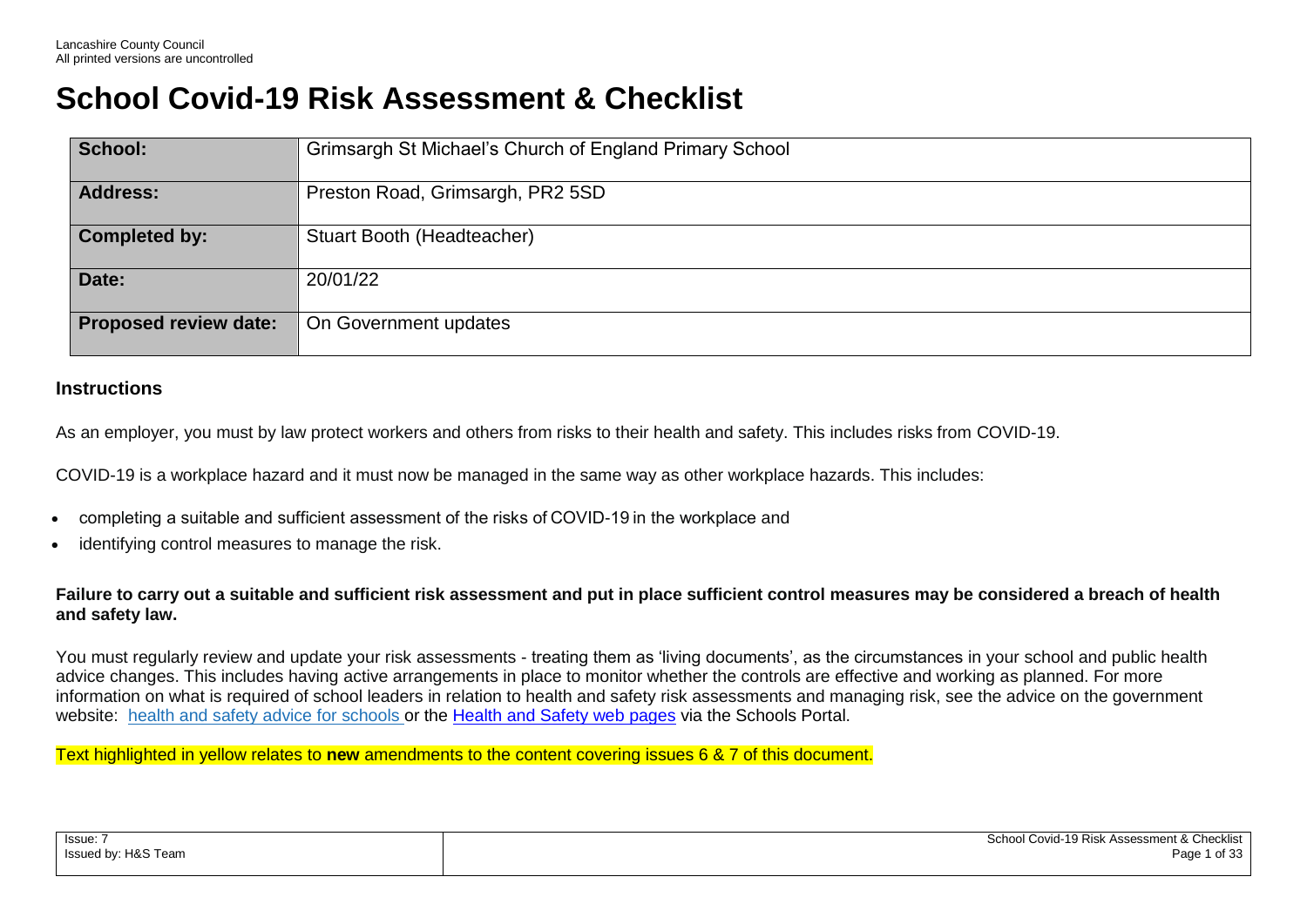Lancashire County Council
All printed versions are uncontrolled

# School Covid-19 Risk Assessment & Checklist

| **School:** | Grimsargh St Michael's Church of England Primary School |
|---|---|
| **Address:** | Preston Road, Grimsargh, PR2 5SD |
| **Completed by:** | Stuart Booth (Headteacher) |
| **Date:** | 20/01/22 |
| **Proposed review date:** | On Government updates |

## Instructions

As an employer, you must by law protect workers and others from risks to their health and safety. This includes risks from COVID-19.

COVID-19 is a workplace hazard and it must now be managed in the same way as other workplace hazards. This includes:

- completing a suitable and sufficient assessment of the risks of COVID-19 in the workplace and
- identifying control measures to manage the risk.

**Failure to carry out a suitable and sufficient risk assessment and put in place sufficient control measures may be considered a breach of health and safety law.**

You must regularly review and update your risk assessments - treating them as 'living documents', as the circumstances in your school and public health advice changes. This includes having active arrangements in place to monitor whether the controls are effective and working as planned. For more information on what is required of school leaders in relation to health and safety risk assessments and managing risk, see the advice on the government website: health and safety advice for schools or the Health and Safety web pages via the Schools Portal.

Text highlighted in yellow relates to **new** amendments to the content covering issues 6 & 7 of this document.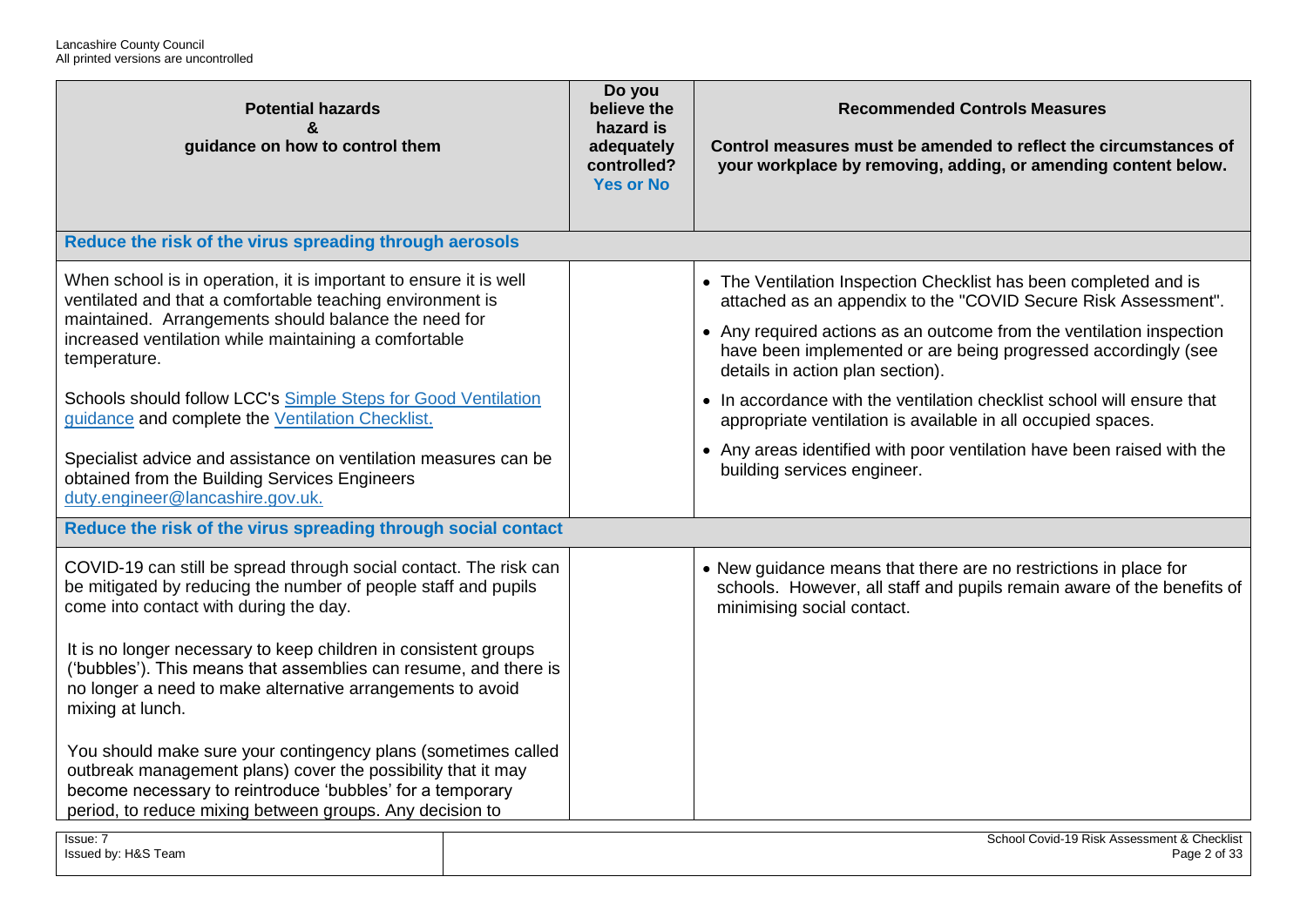| Potential hazards & guidance on how to control them | Do you believe the hazard is adequately controlled? Yes or No | Recommended Controls Measures<br><br>Control measures must be amended to reflect the circumstances of your workplace by removing, adding, or amending content below. |
|---|---|---|
| **Reduce the risk of the virus spreading through aerosols** | | |
| When school is in operation, it is important to ensure it is well ventilated and that a comfortable teaching environment is maintained. Arrangements should balance the need for increased ventilation while maintaining a comfortable temperature.<br><br>Schools should follow LCC's Simple Steps for Good Ventilation guidance and complete the Ventilation Checklist.<br><br>Specialist advice and assistance on ventilation measures can be obtained from the Building Services Engineers duty.engineer@lancashire.gov.uk. | | • The Ventilation Inspection Checklist has been completed and is attached as an appendix to the "COVID Secure Risk Assessment".<br>• Any required actions as an outcome from the ventilation inspection have been implemented or are being progressed accordingly (see details in action plan section).<br>• In accordance with the ventilation checklist school will ensure that appropriate ventilation is available in all occupied spaces.<br>• Any areas identified with poor ventilation have been raised with the building services engineer. |
| **Reduce the risk of the virus spreading through social contact** | | |
| COVID-19 can still be spread through social contact. The risk can be mitigated by reducing the number of people staff and pupils come into contact with during the day.<br><br>It is no longer necessary to keep children in consistent groups ('bubbles'). This means that assemblies can resume, and there is no longer a need to make alternative arrangements to avoid mixing at lunch.<br><br>You should make sure your contingency plans (sometimes called outbreak management plans) cover the possibility that it may become necessary to reintroduce 'bubbles' for a temporary period, to reduce mixing between groups. Any decision to | | • New guidance means that there are no restrictions in place for schools. However, all staff and pupils remain aware of the benefits of minimising social contact. |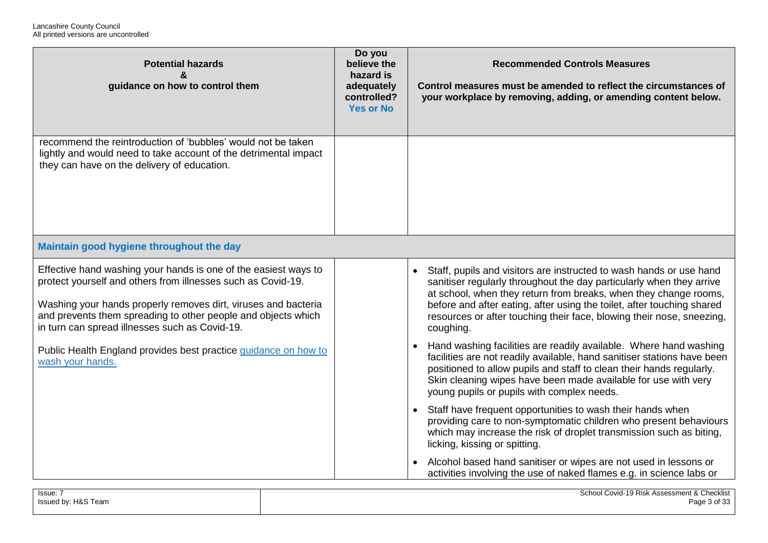| Potential hazards & guidance on how to control them | Do you believe the hazard is adequately controlled? Yes or No | Recommended Controls Measures<br><br>Control measures must be amended to reflect the circumstances of your workplace by removing, adding, or amending content below. |
|---|---|---|
| recommend the reintroduction of 'bubbles' would not be taken lightly and would need to take account of the detrimental impact they can have on the delivery of education. | | |
| **Maintain good hygiene throughout the day** | | |
| Effective hand washing your hands is one of the easiest ways to protect yourself and others from illnesses such as Covid-19.<br><br>Washing your hands properly removes dirt, viruses and bacteria and prevents them spreading to other people and objects which in turn can spread illnesses such as Covid-19.<br><br>Public Health England provides best practice guidance on how to wash your hands. | | • Staff, pupils and visitors are instructed to wash hands or use hand sanitiser regularly throughout the day particularly when they arrive at school, when they return from breaks, when they change rooms, before and after eating, after using the toilet, after touching shared resources or after touching their face, blowing their nose, sneezing, coughing.<br>• Hand washing facilities are readily available. Where hand washing facilities are not readily available, hand sanitiser stations have been positioned to allow pupils and staff to clean their hands regularly. Skin cleaning wipes have been made available for use with very young pupils or pupils with complex needs.<br>• Staff have frequent opportunities to wash their hands when providing care to non-symptomatic children who present behaviours which may increase the risk of droplet transmission such as biting, licking, kissing or spitting.<br>• Alcohol based hand sanitiser or wipes are not used in lessons or activities involving the use of naked flames e.g. in science labs or |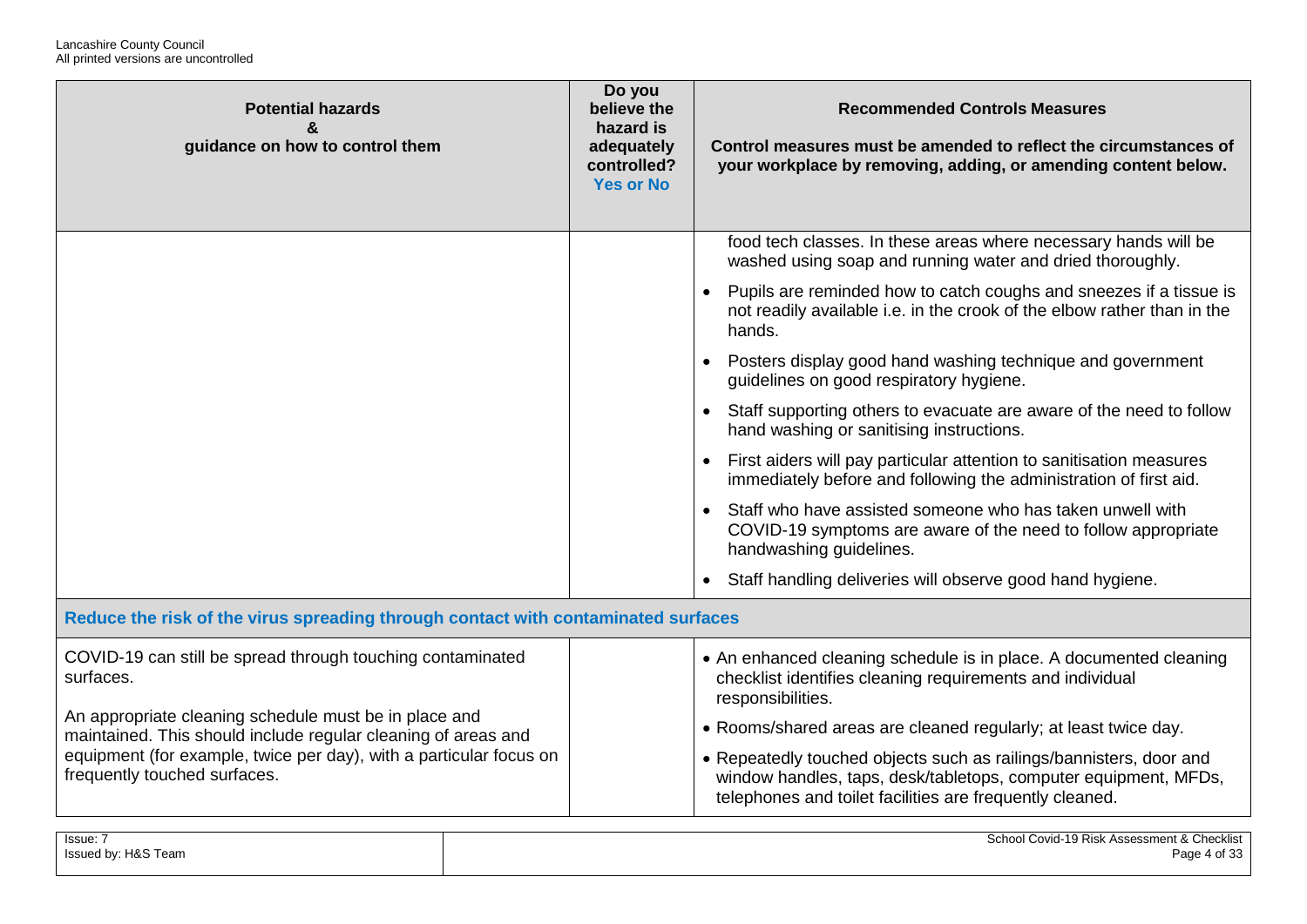| Potential hazards & guidance on how to control them | Do you believe the hazard is adequately controlled? Yes or No | Recommended Controls Measures Control measures must be amended to reflect the circumstances of your workplace by removing, adding, or amending content below. |
|---|---|---|
| | | food tech classes. In these areas where necessary hands will be washed using soap and running water and dried thoroughly. <br> • Pupils are reminded how to catch coughs and sneezes if a tissue is not readily available i.e. in the crook of the elbow rather than in the hands. <br> • Posters display good hand washing technique and government guidelines on good respiratory hygiene. <br> • Staff supporting others to evacuate are aware of the need to follow hand washing or sanitising instructions. <br> • First aiders will pay particular attention to sanitisation measures immediately before and following the administration of first aid. <br> • Staff who have assisted someone who has taken unwell with COVID-19 symptoms are aware of the need to follow appropriate handwashing guidelines. <br> • Staff handling deliveries will observe good hand hygiene. |
| **Reduce the risk of the virus spreading through contact with contaminated surfaces** | | |
| COVID-19 can still be spread through touching contaminated surfaces. <br><br> An appropriate cleaning schedule must be in place and maintained. This should include regular cleaning of areas and equipment (for example, twice per day), with a particular focus on frequently touched surfaces. | | • An enhanced cleaning schedule is in place. A documented cleaning checklist identifies cleaning requirements and individual responsibilities. <br> • Rooms/shared areas are cleaned regularly; at least twice day. <br> • Repeatedly touched objects such as railings/bannisters, door and window handles, taps, desk/tabletops, computer equipment, MFDs, telephones and toilet facilities are frequently cleaned. |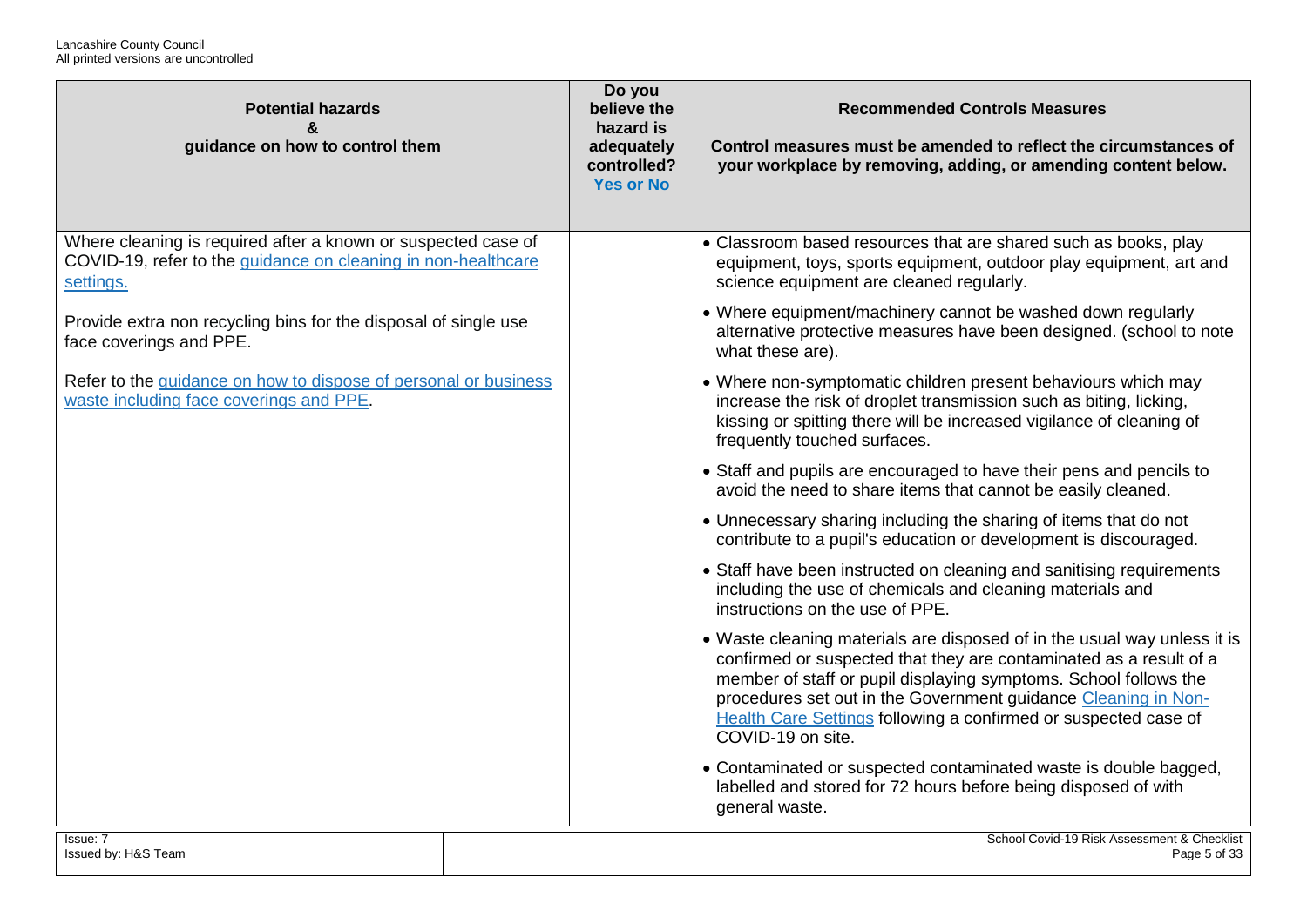| Potential hazards & guidance on how to control them | Do you believe the hazard is adequately controlled? Yes or No | Recommended Controls Measures<br><br>Control measures must be amended to reflect the circumstances of your workplace by removing, adding, or amending content below. |
|---|---|---|
| Where cleaning is required after a known or suspected case of COVID-19, refer to the guidance on cleaning in non-healthcare settings.<br><br>Provide extra non recycling bins for the disposal of single use face coverings and PPE.<br><br>Refer to the guidance on how to dispose of personal or business waste including face coverings and PPE. | | • Classroom based resources that are shared such as books, play equipment, toys, sports equipment, outdoor play equipment, art and science equipment are cleaned regularly.<br><br>• Where equipment/machinery cannot be washed down regularly alternative protective measures have been designed. (school to note what these are).<br><br>• Where non-symptomatic children present behaviours which may increase the risk of droplet transmission such as biting, licking, kissing or spitting there will be increased vigilance of cleaning of frequently touched surfaces.<br><br>• Staff and pupils are encouraged to have their pens and pencils to avoid the need to share items that cannot be easily cleaned.<br><br>• Unnecessary sharing including the sharing of items that do not contribute to a pupil's education or development is discouraged.<br><br>• Staff have been instructed on cleaning and sanitising requirements including the use of chemicals and cleaning materials and instructions on the use of PPE.<br><br>• Waste cleaning materials are disposed of in the usual way unless it is confirmed or suspected that they are contaminated as a result of a member of staff or pupil displaying symptoms. School follows the procedures set out in the Government guidance Cleaning in Non-Health Care Settings following a confirmed or suspected case of COVID-19 on site.<br><br>• Contaminated or suspected contaminated waste is double bagged, labelled and stored for 72 hours before being disposed of with general waste. |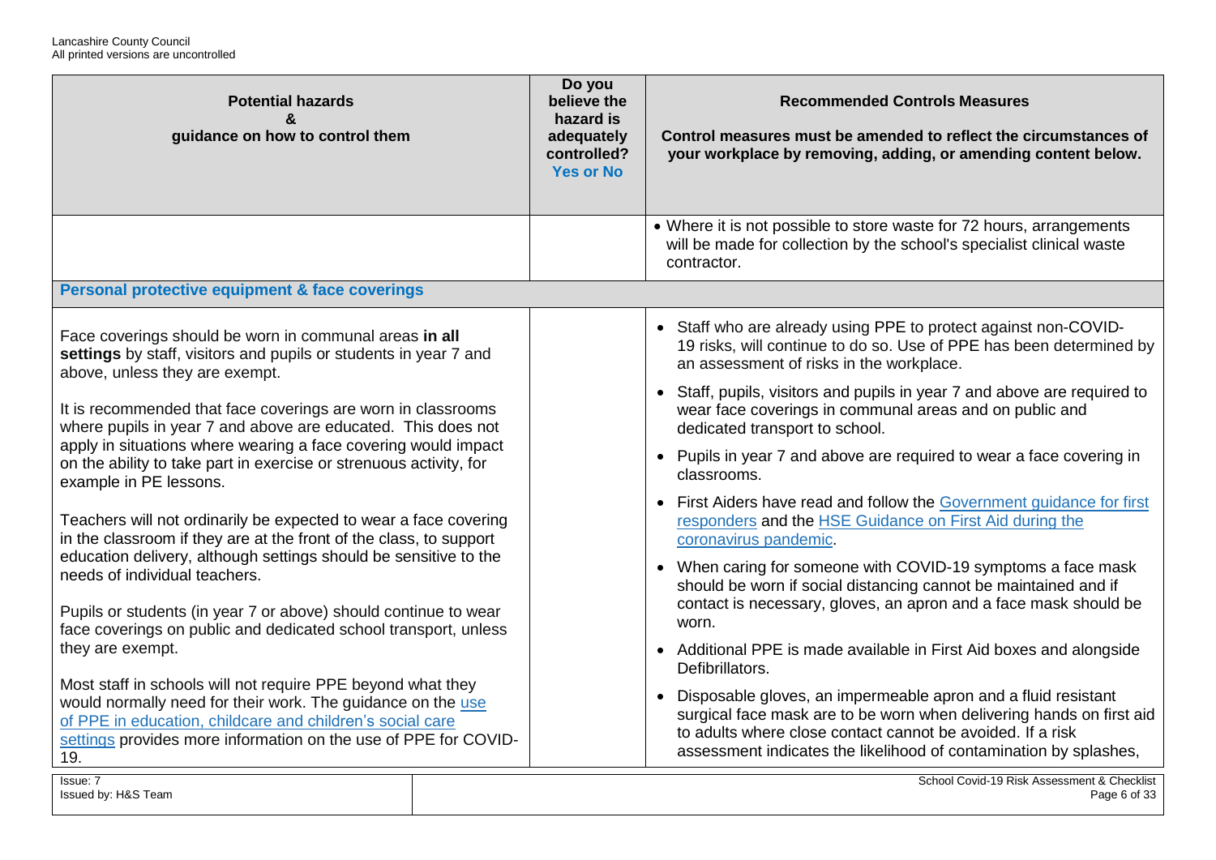| Potential hazards & guidance on how to control them | Do you believe the hazard is adequately controlled? Yes or No | Recommended Controls Measures<br>Control measures must be amended to reflect the circumstances of your workplace by removing, adding, or amending content below. |
|---|---|---|
| | | • Where it is not possible to store waste for 72 hours, arrangements will be made for collection by the school's specialist clinical waste contractor. |
| **Personal protective equipment & face coverings** | | |
| Face coverings should be worn in communal areas **in all settings** by staff, visitors and pupils or students in year 7 and above, unless they are exempt.<br><br>It is recommended that face coverings are worn in classrooms where pupils in year 7 and above are educated. This does not apply in situations where wearing a face covering would impact on the ability to take part in exercise or strenuous activity, for example in PE lessons.<br><br>Teachers will not ordinarily be expected to wear a face covering in the classroom if they are at the front of the class, to support education delivery, although settings should be sensitive to the needs of individual teachers.<br><br>Pupils or students (in year 7 or above) should continue to wear face coverings on public and dedicated school transport, unless they are exempt.<br><br>Most staff in schools will not require PPE beyond what they would normally need for their work. The guidance on the use of PPE in education, childcare and children's social care settings provides more information on the use of PPE for COVID-19. | | • Staff who are already using PPE to protect against non-COVID-19 risks, will continue to do so. Use of PPE has been determined by an assessment of risks in the workplace.<br>• Staff, pupils, visitors and pupils in year 7 and above are required to wear face coverings in communal areas and on public and dedicated transport to school.<br>• Pupils in year 7 and above are required to wear a face covering in classrooms.<br>• First Aiders have read and follow the Government guidance for first responders and the HSE Guidance on First Aid during the coronavirus pandemic.<br>• When caring for someone with COVID-19 symptoms a face mask should be worn if social distancing cannot be maintained and if contact is necessary, gloves, an apron and a face mask should be worn.<br>• Additional PPE is made available in First Aid boxes and alongside Defibrillators.<br>• Disposable gloves, an impermeable apron and a fluid resistant surgical face mask are to be worn when delivering hands on first aid to adults where close contact cannot be avoided. If a risk assessment indicates the likelihood of contamination by splashes, |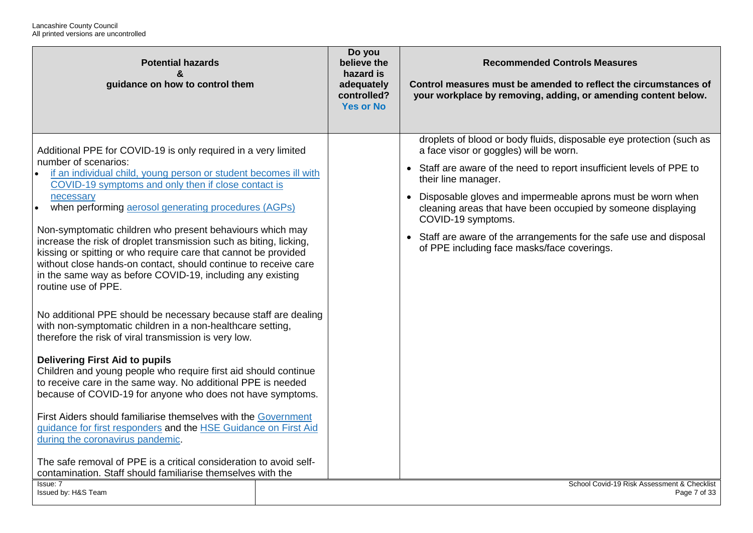| Potential hazards & guidance on how to control them | Do you believe the hazard is adequately controlled? Yes or No | Recommended Controls Measures<br><br>Control measures must be amended to reflect the circumstances of your workplace by removing, adding, or amending content below. |
|---|---|---|
| Additional PPE for COVID-19 is only required in a very limited number of scenarios:<br>• if an individual child, young person or student becomes ill with COVID-19 symptoms and only then if close contact is necessary<br>• when performing aerosol generating procedures (AGPs)<br><br>Non-symptomatic children who present behaviours which may increase the risk of droplet transmission such as biting, licking, kissing or spitting or who require care that cannot be provided without close hands-on contact, should continue to receive care in the same way as before COVID-19, including any existing routine use of PPE.<br><br>No additional PPE should be necessary because staff are dealing with non-symptomatic children in a non-healthcare setting, therefore the risk of viral transmission is very low.<br><br>**Delivering First Aid to pupils**<br>Children and young people who require first aid should continue to receive care in the same way. No additional PPE is needed because of COVID-19 for anyone who does not have symptoms.<br><br>First Aiders should familiarise themselves with the Government guidance for first responders and the HSE Guidance on First Aid during the coronavirus pandemic.<br><br>The safe removal of PPE is a critical consideration to avoid self-contamination. Staff should familiarise themselves with the | | droplets of blood or body fluids, disposable eye protection (such as a face visor or goggles) will be worn.<br>• Staff are aware of the need to report insufficient levels of PPE to their line manager.<br>• Disposable gloves and impermeable aprons must be worn when cleaning areas that have been occupied by someone displaying COVID-19 symptoms.<br>• Staff are aware of the arrangements for the safe use and disposal of PPE including face masks/face coverings. |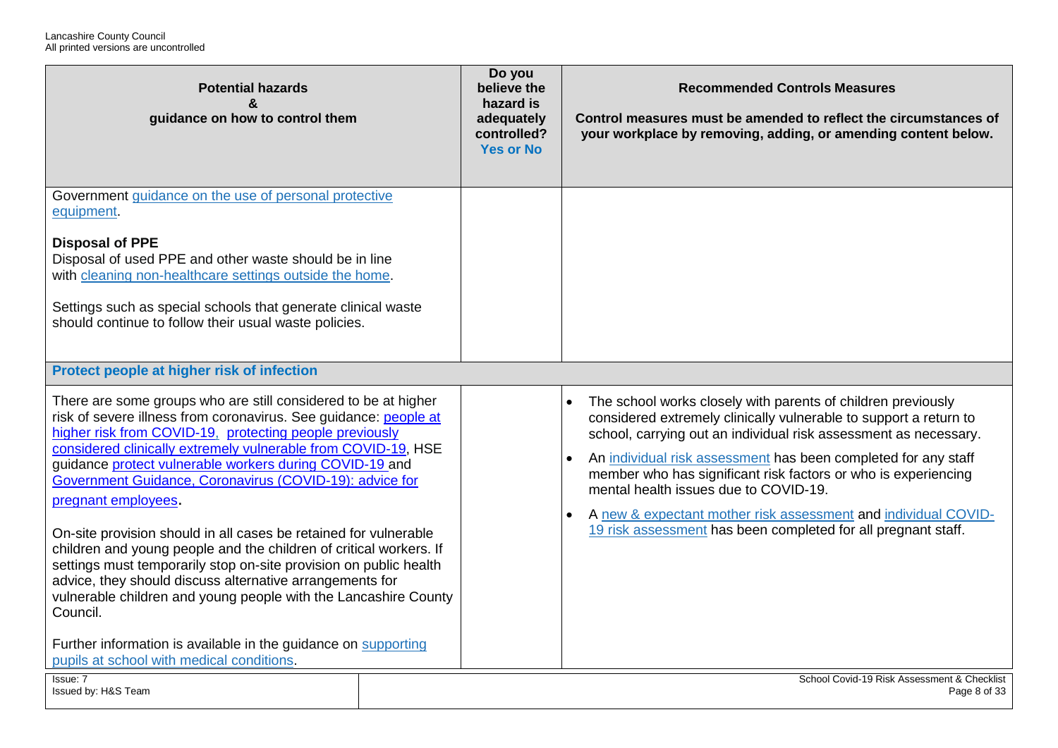| Potential hazards & guidance on how to control them | Do you believe the hazard is adequately controlled? Yes or No | Recommended Controls Measures<br><br>Control measures must be amended to reflect the circumstances of your workplace by removing, adding, or amending content below. |
|---|---|---|
| Government guidance on the use of personal protective equipment.<br><br>**Disposal of PPE**<br>Disposal of used PPE and other waste should be in line with cleaning non-healthcare settings outside the home.<br><br>Settings such as special schools that generate clinical waste should continue to follow their usual waste policies. | | |
| **Protect people at higher risk of infection** | | |
| There are some groups who are still considered to be at higher risk of severe illness from coronavirus. See guidance: people at higher risk from COVID-19, protecting people previously considered clinically extremely vulnerable from COVID-19, HSE guidance protect vulnerable workers during COVID-19 and Government Guidance, Coronavirus (COVID-19): advice for pregnant employees.<br><br>On-site provision should in all cases be retained for vulnerable children and young people and the children of critical workers. If settings must temporarily stop on-site provision on public health advice, they should discuss alternative arrangements for vulnerable children and young people with the Lancashire County Council.<br><br>Further information is available in the guidance on supporting pupils at school with medical conditions. | | • The school works closely with parents of children previously considered extremely clinically vulnerable to support a return to school, carrying out an individual risk assessment as necessary.<br>• An individual risk assessment has been completed for any staff member who has significant risk factors or who is experiencing mental health issues due to COVID-19.<br>• A new & expectant mother risk assessment and individual COVID-19 risk assessment has been completed for all pregnant staff. |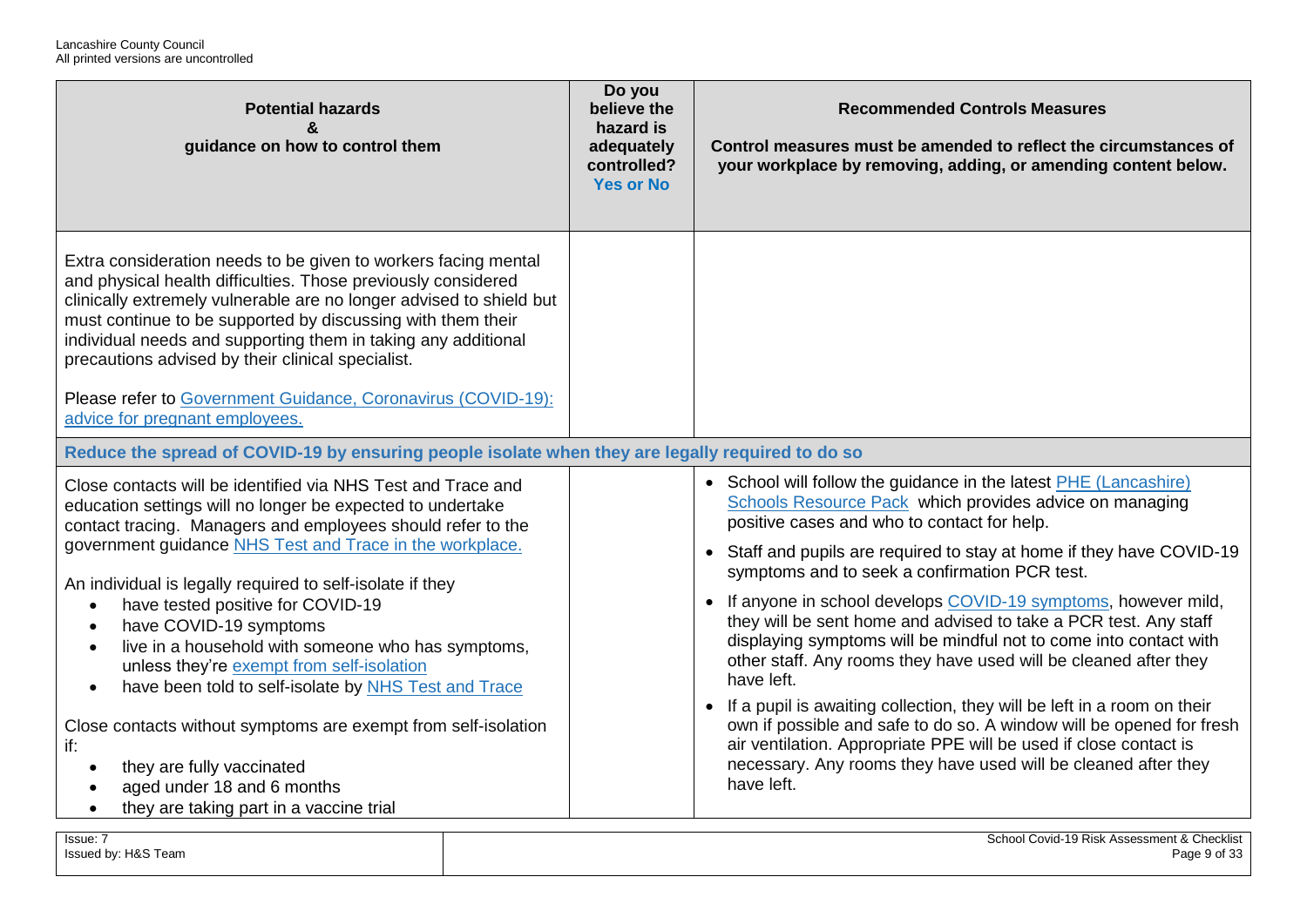| Potential hazards & guidance on how to control them | Do you believe the hazard is adequately controlled? Yes or No | Recommended Controls Measures<br><br>Control measures must be amended to reflect the circumstances of your workplace by removing, adding, or amending content below. |
|---|---|---|
| Extra consideration needs to be given to workers facing mental and physical health difficulties. Those previously considered clinically extremely vulnerable are no longer advised to shield but must continue to be supported by discussing with them their individual needs and supporting them in taking any additional precautions advised by their clinical specialist.<br><br>Please refer to [Government Guidance, Coronavirus (COVID-19): advice for pregnant employees.]() | | |
| **Reduce the spread of COVID-19 by ensuring people isolate when they are legally required to do so** | | |
| Close contacts will be identified via NHS Test and Trace and education settings will no longer be expected to undertake contact tracing. Managers and employees should refer to the government guidance [NHS Test and Trace in the workplace.]()<br><br>An individual is legally required to self-isolate if they<br>• have tested positive for COVID-19<br>• have COVID-19 symptoms<br>• live in a household with someone who has symptoms, unless they're [exempt from self-isolation]()<br>• have been told to self-isolate by [NHS Test and Trace]()<br><br>Close contacts without symptoms are exempt from self-isolation if:<br>• they are fully vaccinated<br>• aged under 18 and 6 months<br>• they are taking part in a vaccine trial | | • School will follow the guidance in the latest [PHE (Lancashire) Schools Resource Pack]() which provides advice on managing positive cases and who to contact for help.<br>• Staff and pupils are required to stay at home if they have COVID-19 symptoms and to seek a confirmation PCR test.<br>• If anyone in school develops [COVID-19 symptoms](), however mild, they will be sent home and advised to take a PCR test. Any staff displaying symptoms will be mindful not to come into contact with other staff. Any rooms they have used will be cleaned after they have left.<br>• If a pupil is awaiting collection, they will be left in a room on their own if possible and safe to do so. A window will be opened for fresh air ventilation. Appropriate PPE will be used if close contact is necessary. Any rooms they have used will be cleaned after they have left. |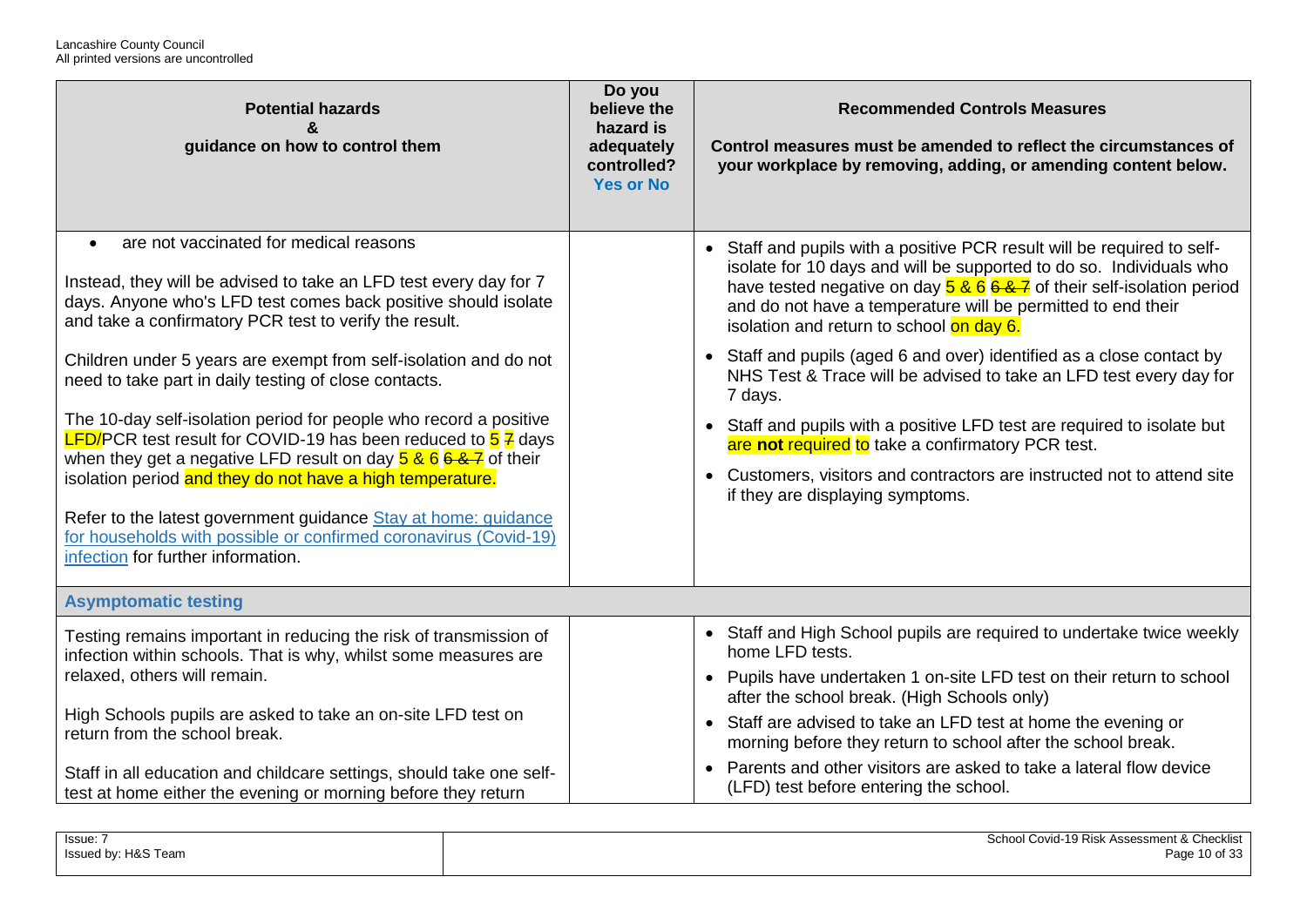| Potential hazards & guidance on how to control them | Do you believe the hazard is adequately controlled? Yes or No | Recommended Controls Measures<br><br>Control measures must be amended to reflect the circumstances of your workplace by removing, adding, or amending content below. |
|---|---|---|
| • are not vaccinated for medical reasons<br><br>Instead, they will be advised to take an LFD test every day for 7 days. Anyone who's LFD test comes back positive should isolate and take a confirmatory PCR test to verify the result.<br><br>Children under 5 years are exempt from self-isolation and do not need to take part in daily testing of close contacts.<br><br>The 10-day self-isolation period for people who record a positive LFD/PCR test result for COVID-19 has been reduced to 5 ~~7~~ days when they get a negative LFD result on day 5 & 6 ~~6 & 7~~ of their isolation period and they do not have a high temperature.<br><br>Refer to the latest government guidance [Stay at home: guidance for households with possible or confirmed coronavirus (Covid-19) infection]() for further information. | | • Staff and pupils with a positive PCR result will be required to self-isolate for 10 days and will be supported to do so. Individuals who have tested negative on day 5 & 6 ~~6 & 7~~ of their self-isolation period and do not have a temperature will be permitted to end their isolation and return to school on day 6.<br>• Staff and pupils (aged 6 and over) identified as a close contact by NHS Test & Trace will be advised to take an LFD test every day for 7 days.<br>• Staff and pupils with a positive LFD test are required to isolate but are **not** required to take a confirmatory PCR test.<br>• Customers, visitors and contractors are instructed not to attend site if they are displaying symptoms. |
| **Asymptomatic testing** | | |
| Testing remains important in reducing the risk of transmission of infection within schools. That is why, whilst some measures are relaxed, others will remain.<br><br>High Schools pupils are asked to take an on-site LFD test on return from the school break.<br><br>Staff in all education and childcare settings, should take one self-test at home either the evening or morning before they return | | • Staff and High School pupils are required to undertake twice weekly home LFD tests.<br>• Pupils have undertaken 1 on-site LFD test on their return to school after the school break. (High Schools only)<br>• Staff are advised to take an LFD test at home the evening or morning before they return to school after the school break.<br>• Parents and other visitors are asked to take a lateral flow device (LFD) test before entering the school. |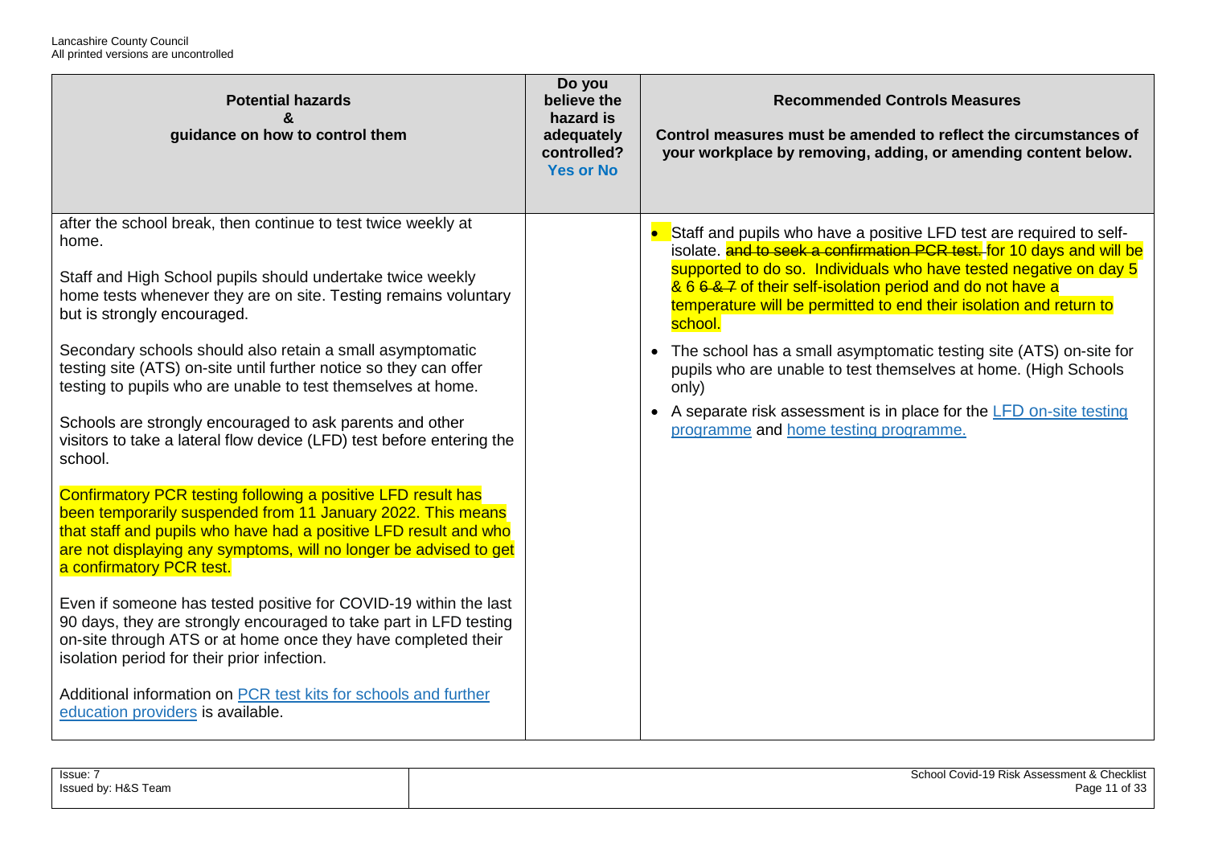| Potential hazards & guidance on how to control them | Do you believe the hazard is adequately controlled? Yes or No | Recommended Controls Measures<br><br>Control measures must be amended to reflect the circumstances of your workplace by removing, adding, or amending content below. |
|---|---|---|
| after the school break, then continue to test twice weekly at home.<br><br>Staff and High School pupils should undertake twice weekly home tests whenever they are on site. Testing remains voluntary but is strongly encouraged.<br><br>Secondary schools should also retain a small asymptomatic testing site (ATS) on-site until further notice so they can offer testing to pupils who are unable to test themselves at home.<br><br>Schools are strongly encouraged to ask parents and other visitors to take a lateral flow device (LFD) test before entering the school.<br><br>Confirmatory PCR testing following a positive LFD result has been temporarily suspended from 11 January 2022. This means that staff and pupils who have had a positive LFD result and who are not displaying any symptoms, will no longer be advised to get a confirmatory PCR test.<br><br>Even if someone has tested positive for COVID-19 within the last 90 days, they are strongly encouraged to take part in LFD testing on-site through ATS or at home once they have completed their isolation period for their prior infection.<br><br>Additional information on [PCR test kits for schools and further education providers] is available. | | • Staff and pupils who have a positive LFD test are required to self-isolate. ~~and to seek a confirmation PCR test.~~ for 10 days and will be supported to do so. Individuals who have tested negative on day 5 & 6 ~~6 & 7~~ of their self-isolation period and do not have a temperature will be permitted to end their isolation and return to school.<br><br>• The school has a small asymptomatic testing site (ATS) on-site for pupils who are unable to test themselves at home. (High Schools only)<br><br>• A separate risk assessment is in place for the [LFD on-site testing programme] and [home testing programme.] |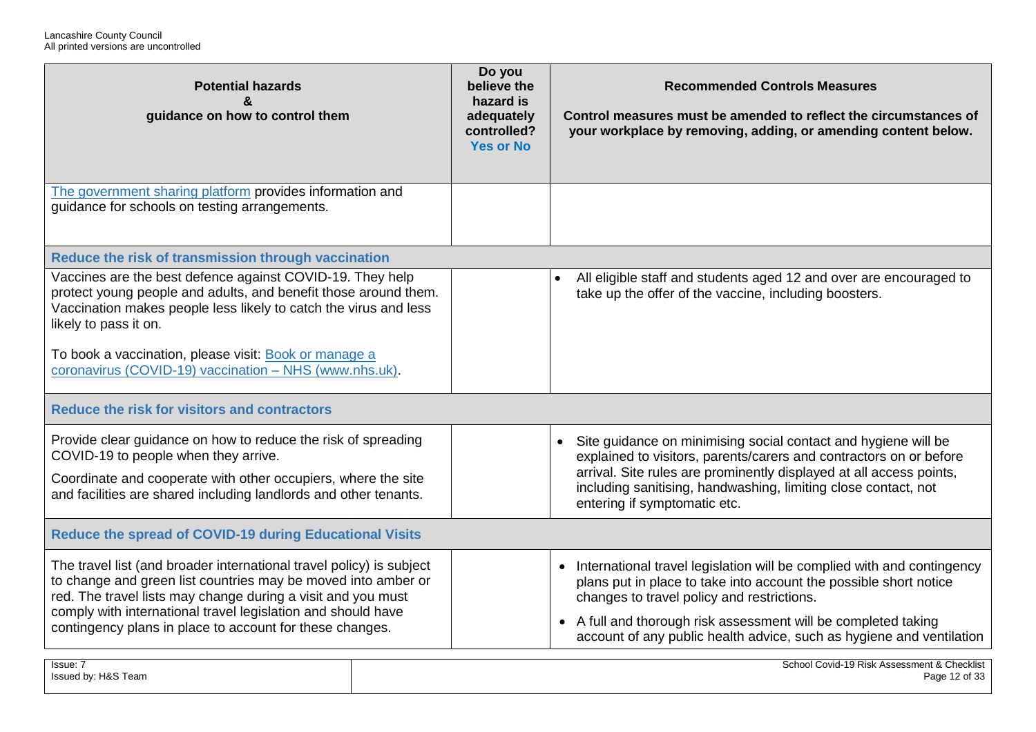| Potential hazards & guidance on how to control them | Do you believe the hazard is adequately controlled? Yes or No | Recommended Controls Measures<br><br>Control measures must be amended to reflect the circumstances of your workplace by removing, adding, or amending content below. |
|---|---|---|
| [The government sharing platform](#) provides information and guidance for schools on testing arrangements. | | |
| **Reduce the risk of transmission through vaccination** | | |
| Vaccines are the best defence against COVID-19. They help protect young people and adults, and benefit those around them. Vaccination makes people less likely to catch the virus and less likely to pass it on.<br><br>To book a vaccination, please visit: [Book or manage a coronavirus (COVID-19) vaccination – NHS (www.nhs.uk)](#). | | • All eligible staff and students aged 12 and over are encouraged to take up the offer of the vaccine, including boosters. |
| **Reduce the risk for visitors and contractors** | | |
| Provide clear guidance on how to reduce the risk of spreading COVID-19 to people when they arrive.<br><br>Coordinate and cooperate with other occupiers, where the site and facilities are shared including landlords and other tenants. | | • Site guidance on minimising social contact and hygiene will be explained to visitors, parents/carers and contractors on or before arrival. Site rules are prominently displayed at all access points, including sanitising, handwashing, limiting close contact, not entering if symptomatic etc. |
| **Reduce the spread of COVID-19 during Educational Visits** | | |
| The travel list (and broader international travel policy) is subject to change and green list countries may be moved into amber or red. The travel lists may change during a visit and you must comply with international travel legislation and should have contingency plans in place to account for these changes. | | • International travel legislation will be complied with and contingency plans put in place to take into account the possible short notice changes to travel policy and restrictions.<br><br>• A full and thorough risk assessment will be completed taking account of any public health advice, such as hygiene and ventilation |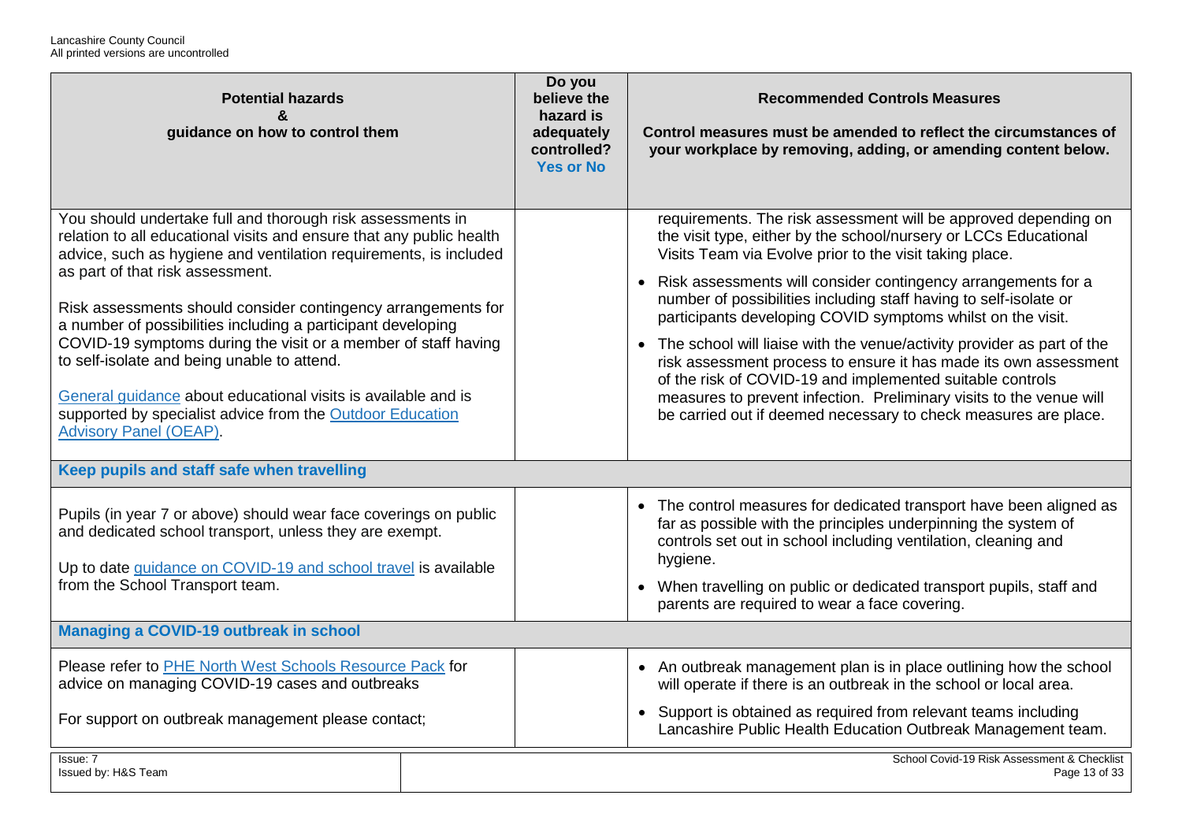| Potential hazards & guidance on how to control them | Do you believe the hazard is adequately controlled? Yes or No | Recommended Controls Measures<br>Control measures must be amended to reflect the circumstances of your workplace by removing, adding, or amending content below. |
|---|---|---|
| You should undertake full and thorough risk assessments in relation to all educational visits and ensure that any public health advice, such as hygiene and ventilation requirements, is included as part of that risk assessment.<br><br>Risk assessments should consider contingency arrangements for a number of possibilities including a participant developing COVID-19 symptoms during the visit or a member of staff having to self-isolate and being unable to attend.<br><br>[General guidance](#) about educational visits is available and is supported by specialist advice from the [Outdoor Education Advisory Panel (OEAP)](#). | | requirements. The risk assessment will be approved depending on the visit type, either by the school/nursery or LCCs Educational Visits Team via Evolve prior to the visit taking place.<br>• Risk assessments will consider contingency arrangements for a number of possibilities including staff having to self-isolate or participants developing COVID symptoms whilst on the visit.<br>• The school will liaise with the venue/activity provider as part of the risk assessment process to ensure it has made its own assessment of the risk of COVID-19 and implemented suitable controls measures to prevent infection. Preliminary visits to the venue will be carried out if deemed necessary to check measures are place. |
| **Keep pupils and staff safe when travelling** | | |
| Pupils (in year 7 or above) should wear face coverings on public and dedicated school transport, unless they are exempt.<br><br>Up to date [guidance on COVID-19 and school travel](#) is available from the School Transport team. | | • The control measures for dedicated transport have been aligned as far as possible with the principles underpinning the system of controls set out in school including ventilation, cleaning and hygiene.<br>• When travelling on public or dedicated transport pupils, staff and parents are required to wear a face covering. |
| **Managing a COVID-19 outbreak in school** | | |
| Please refer to [PHE North West Schools Resource Pack](#) for advice on managing COVID-19 cases and outbreaks<br><br>For support on outbreak management please contact; | | • An outbreak management plan is in place outlining how the school will operate if there is an outbreak in the school or local area.<br>• Support is obtained as required from relevant teams including Lancashire Public Health Education Outbreak Management team. |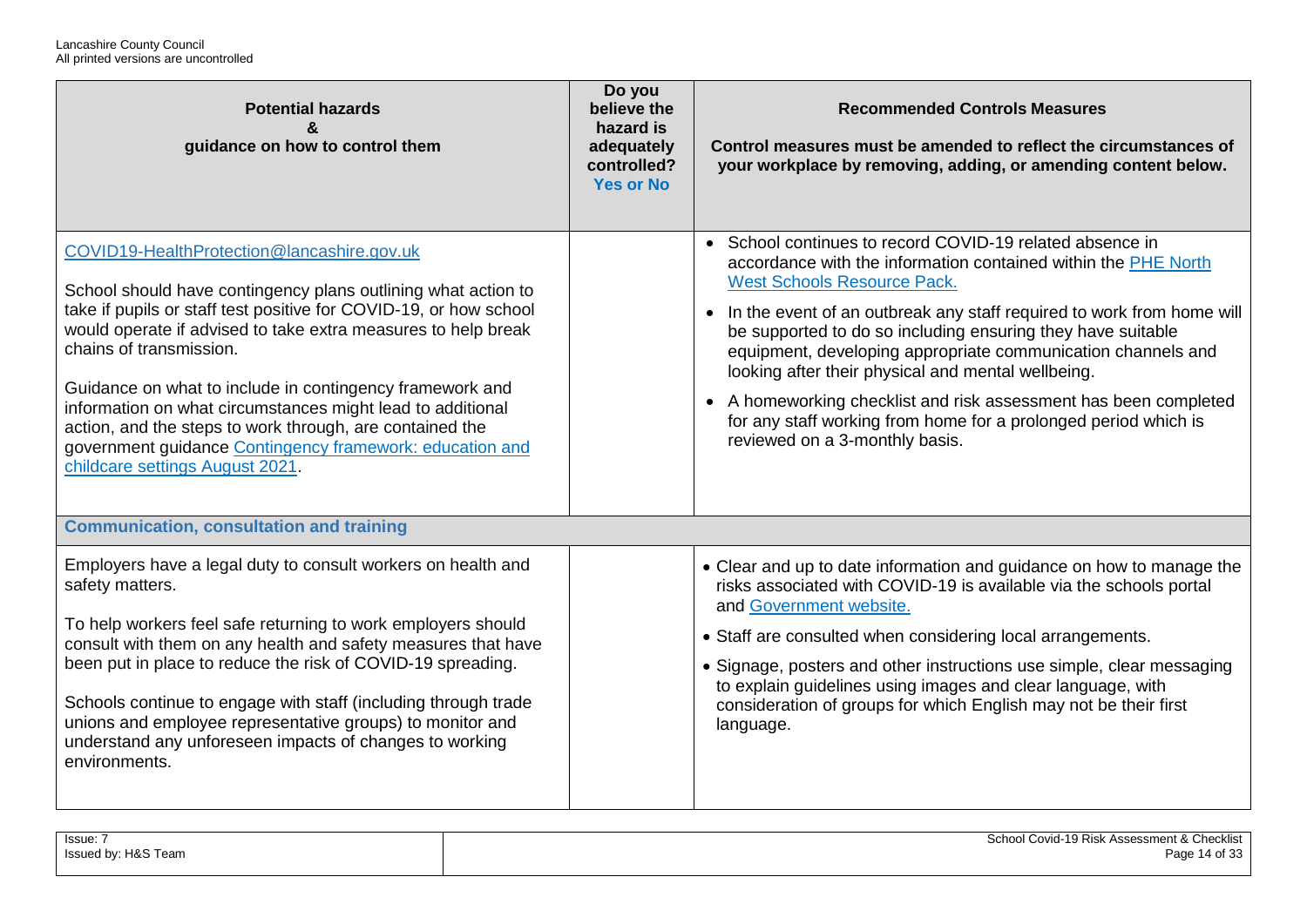| Potential hazards & guidance on how to control them | Do you believe the hazard is adequately controlled? Yes or No | Recommended Controls Measures<br><br>Control measures must be amended to reflect the circumstances of your workplace by removing, adding, or amending content below. |
|---|---|---|
| COVID19-HealthProtection@lancashire.gov.uk<br><br>School should have contingency plans outlining what action to take if pupils or staff test positive for COVID-19, or how school would operate if advised to take extra measures to help break chains of transmission.<br><br>Guidance on what to include in contingency framework and information on what circumstances might lead to additional action, and the steps to work through, are contained the government guidance Contingency framework: education and childcare settings August 2021. | | • School continues to record COVID-19 related absence in accordance with the information contained within the PHE North West Schools Resource Pack.<br>• In the event of an outbreak any staff required to work from home will be supported to do so including ensuring they have suitable equipment, developing appropriate communication channels and looking after their physical and mental wellbeing.<br>• A homeworking checklist and risk assessment has been completed for any staff working from home for a prolonged period which is reviewed on a 3-monthly basis. |
| **Communication, consultation and training** | | |
| Employers have a legal duty to consult workers on health and safety matters.<br><br>To help workers feel safe returning to work employers should consult with them on any health and safety measures that have been put in place to reduce the risk of COVID-19 spreading.<br><br>Schools continue to engage with staff (including through trade unions and employee representative groups) to monitor and understand any unforeseen impacts of changes to working environments. | | • Clear and up to date information and guidance on how to manage the risks associated with COVID-19 is available via the schools portal and Government website.<br>• Staff are consulted when considering local arrangements.<br>• Signage, posters and other instructions use simple, clear messaging to explain guidelines using images and clear language, with consideration of groups for which English may not be their first language. |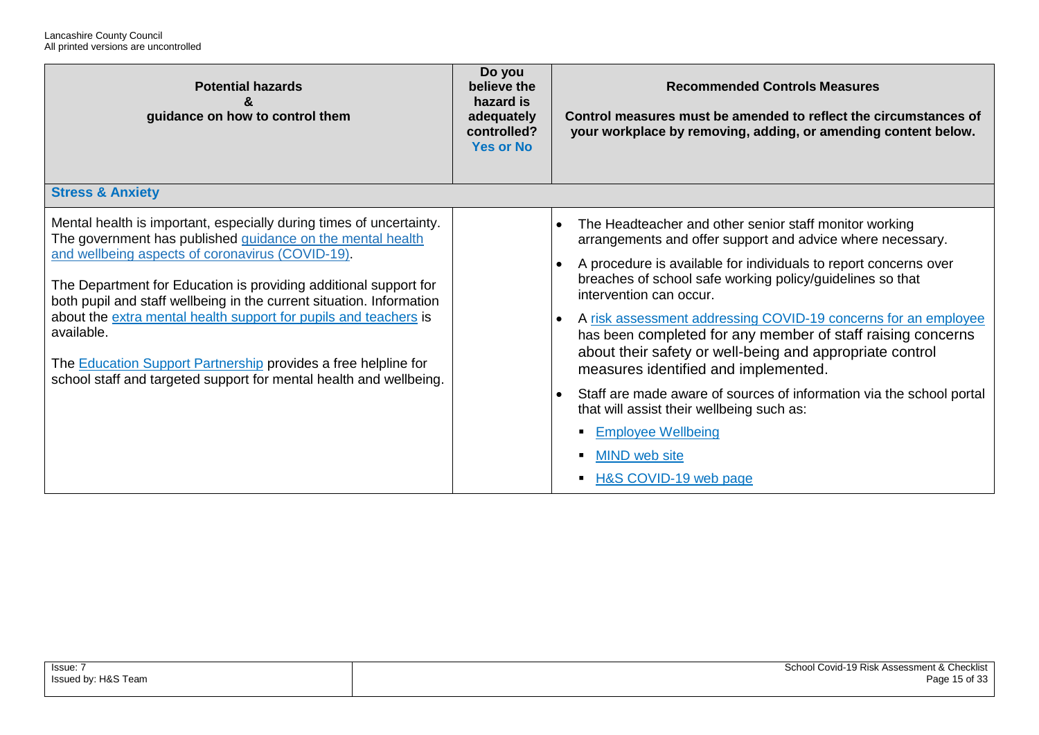| Potential hazards & guidance on how to control them | Do you believe the hazard is adequately controlled? Yes or No | Recommended Controls Measures<br><br>Control measures must be amended to reflect the circumstances of your workplace by removing, adding, or amending content below. |
|---|---|---|
| **Stress & Anxiety** | | |
| Mental health is important, especially during times of uncertainty. The government has published guidance on the mental health and wellbeing aspects of coronavirus (COVID-19).<br><br>The Department for Education is providing additional support for both pupil and staff wellbeing in the current situation. Information about the extra mental health support for pupils and teachers is available.<br><br>The Education Support Partnership provides a free helpline for school staff and targeted support for mental health and wellbeing. | | • The Headteacher and other senior staff monitor working arrangements and offer support and advice where necessary.<br>• A procedure is available for individuals to report concerns over breaches of school safe working policy/guidelines so that intervention can occur.<br>• A risk assessment addressing COVID-19 concerns for an employee has been completed for any member of staff raising concerns about their safety or well-being and appropriate control measures identified and implemented.<br>• Staff are made aware of sources of information via the school portal that will assist their wellbeing such as:<br>  ▪ Employee Wellbeing<br>  ▪ MIND web site<br>  ▪ H&S COVID-19 web page |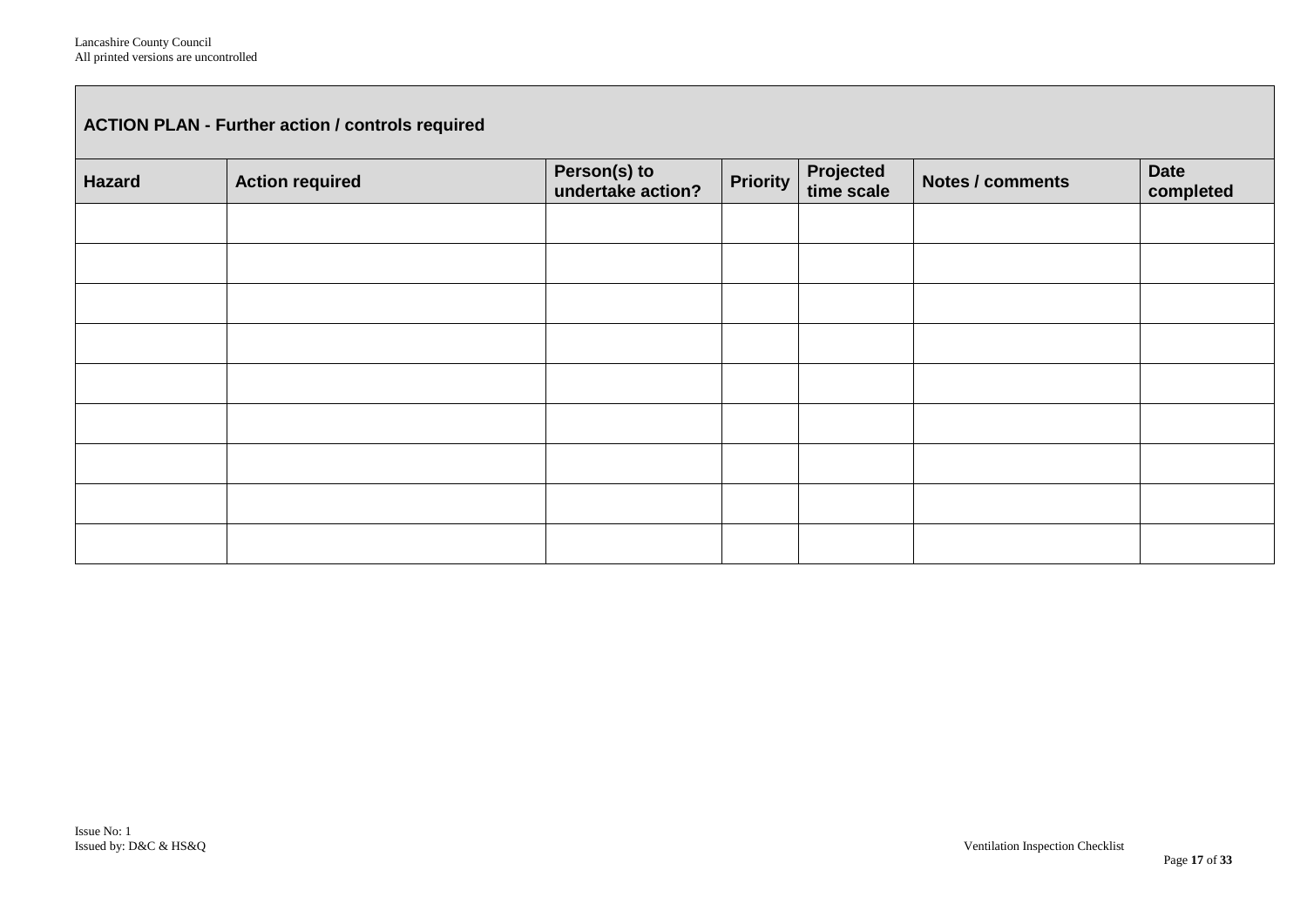| ACTION PLAN - Further action / controls required | | | | | | |
|---|---|---|---|---|---|---|
| **Hazard** | **Action required** | **Person(s) to undertake action?** | **Priority** | **Projected time scale** | **Notes / comments** | **Date completed** |
| | | | | | | |
| | | | | | | |
| | | | | | | |
| | | | | | | |
| | | | | | | |
| | | | | | | |
| | | | | | | |
| | | | | | | |
| | | | | | | |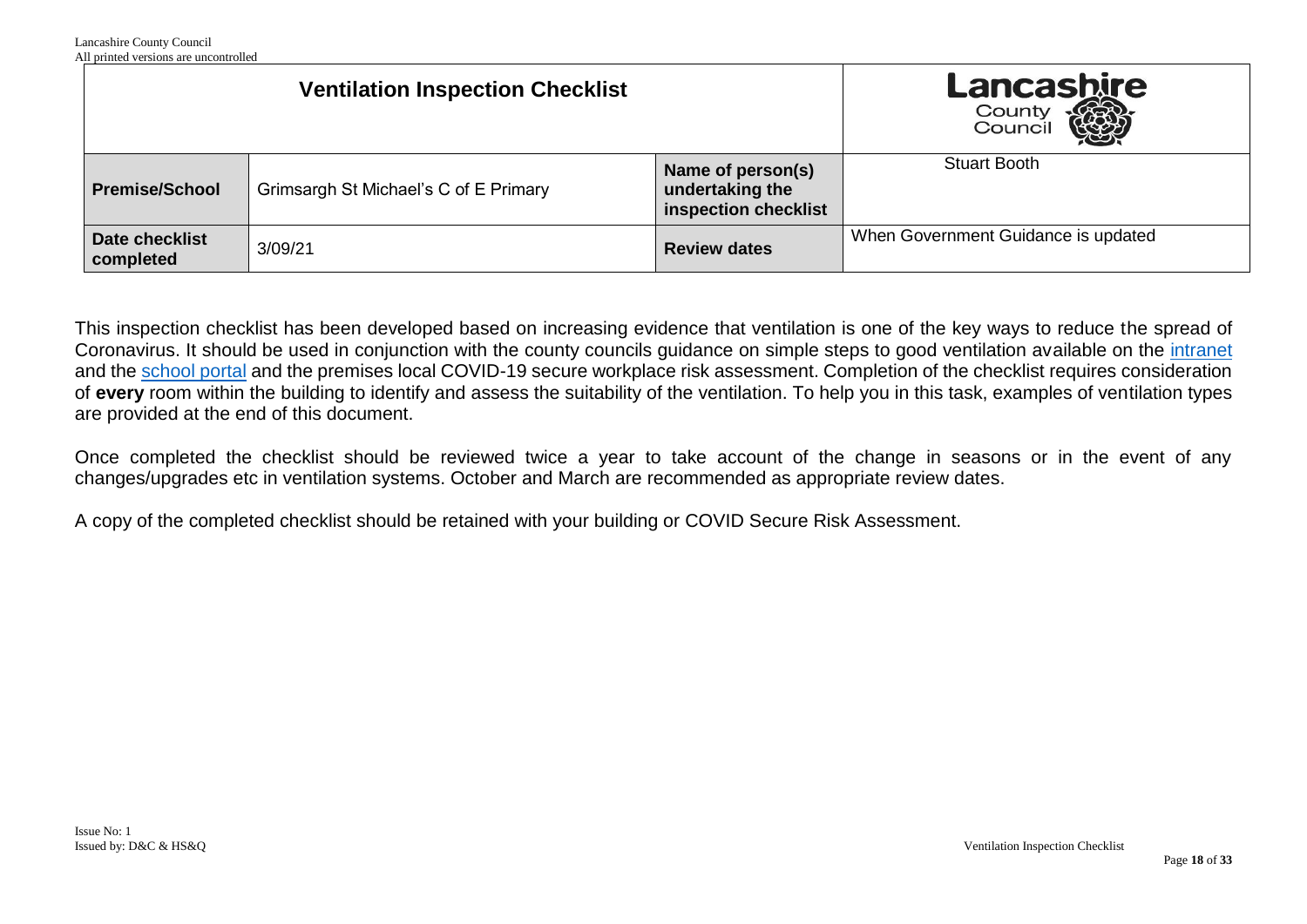| Ventilation Inspection Checklist | | | Lancashire County Council |
|---|---|---|---|
| **Premise/School** | Grimsargh St Michael's C of E Primary | **Name of person(s) undertaking the inspection checklist** | Stuart Booth |
| **Date checklist completed** | 3/09/21 | **Review dates** | When Government Guidance is updated |

This inspection checklist has been developed based on increasing evidence that ventilation is one of the key ways to reduce the spread of Coronavirus. It should be used in conjunction with the county councils guidance on simple steps to good ventilation available on the intranet and the school portal and the premises local COVID-19 secure workplace risk assessment. Completion of the checklist requires consideration of **every** room within the building to identify and assess the suitability of the ventilation. To help you in this task, examples of ventilation types are provided at the end of this document.

Once completed the checklist should be reviewed twice a year to take account of the change in seasons or in the event of any changes/upgrades etc in ventilation systems. October and March are recommended as appropriate review dates.

A copy of the completed checklist should be retained with your building or COVID Secure Risk Assessment.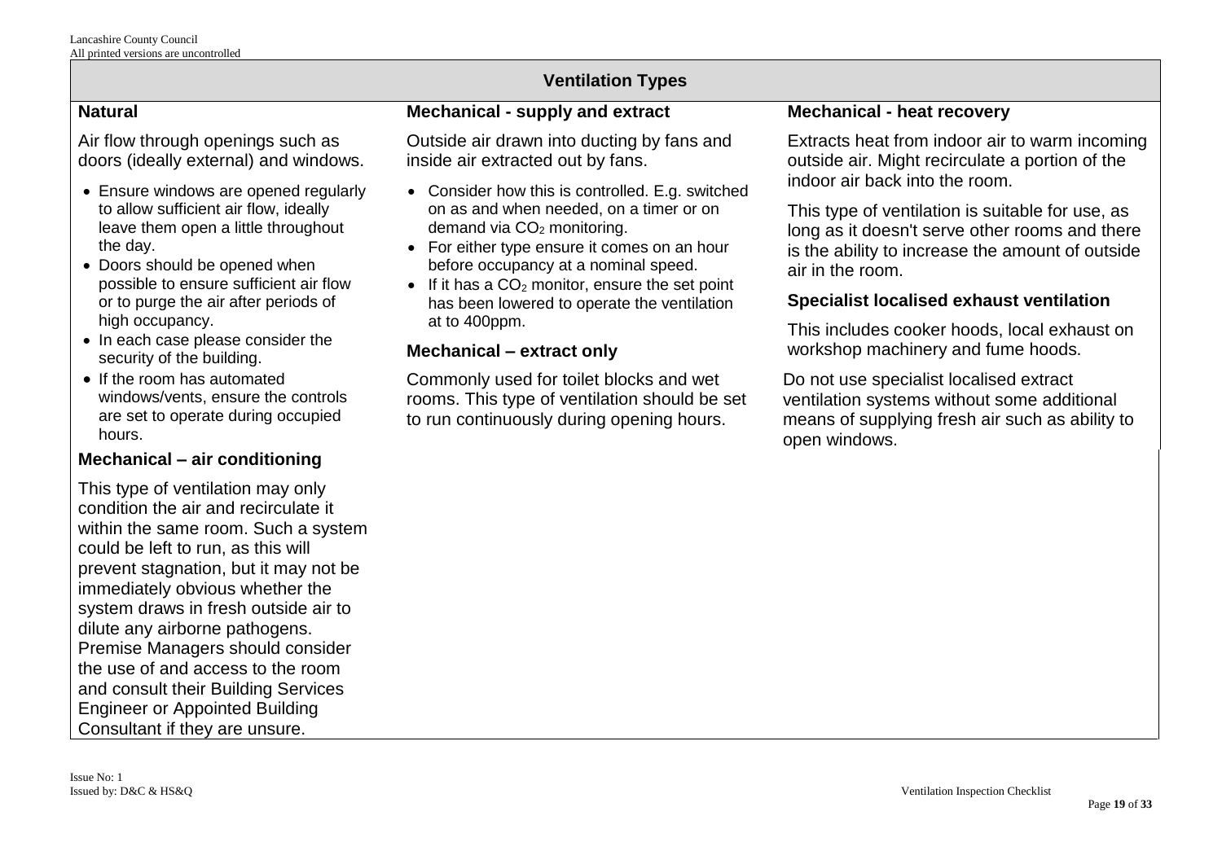## Ventilation Types

### Natural

Air flow through openings such as doors (ideally external) and windows.

- Ensure windows are opened regularly to allow sufficient air flow, ideally leave them open a little throughout the day.
- Doors should be opened when possible to ensure sufficient air flow or to purge the air after periods of high occupancy.
- In each case please consider the security of the building.
- If the room has automated windows/vents, ensure the controls are set to operate during occupied hours.

### Mechanical – air conditioning

This type of ventilation may only condition the air and recirculate it within the same room. Such a system could be left to run, as this will prevent stagnation, but it may not be immediately obvious whether the system draws in fresh outside air to dilute any airborne pathogens. Premise Managers should consider the use of and access to the room and consult their Building Services Engineer or Appointed Building Consultant if they are unsure.

### Mechanical - supply and extract

Outside air drawn into ducting by fans and inside air extracted out by fans.

- Consider how this is controlled. E.g. switched on as and when needed, on a timer or on demand via $CO_2$ monitoring.
- For either type ensure it comes on an hour before occupancy at a nominal speed.
- If it has a $CO_2$ monitor, ensure the set point has been lowered to operate the ventilation at to 400ppm.

### Mechanical – extract only

Commonly used for toilet blocks and wet rooms. This type of ventilation should be set to run continuously during opening hours.

### Mechanical - heat recovery

Extracts heat from indoor air to warm incoming outside air. Might recirculate a portion of the indoor air back into the room.

This type of ventilation is suitable for use, as long as it doesn't serve other rooms and there is the ability to increase the amount of outside air in the room.

### Specialist localised exhaust ventilation

This includes cooker hoods, local exhaust on workshop machinery and fume hoods.

Do not use specialist localised extract ventilation systems without some additional means of supplying fresh air such as ability to open windows.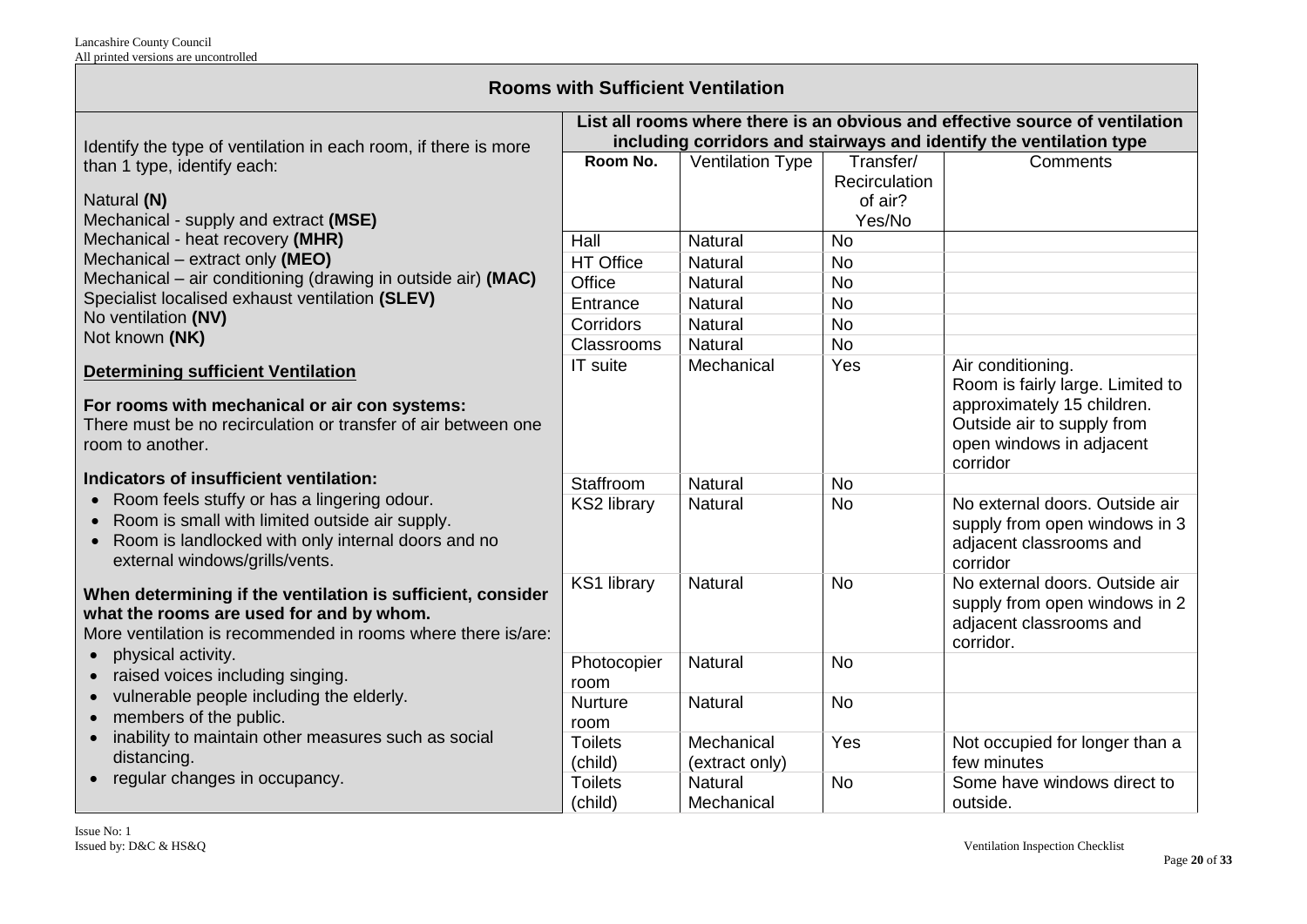## Rooms with Sufficient Ventilation

Identify the type of ventilation in each room, if there is more than 1 type, identify each:

Natural **(N)**
Mechanical - supply and extract **(MSE)**
Mechanical - heat recovery **(MHR)**
Mechanical – extract only **(MEO)**
Mechanical – air conditioning (drawing in outside air) **(MAC)**
Specialist localised exhaust ventilation **(SLEV)**
No ventilation **(NV)**
Not known **(NK)**

**Determining sufficient Ventilation**

**For rooms with mechanical or air con systems:**
There must be no recirculation or transfer of air between one room to another.

**Indicators of insufficient ventilation:**

- Room feels stuffy or has a lingering odour.
- Room is small with limited outside air supply.
- Room is landlocked with only internal doors and no external windows/grills/vents.

**When determining if the ventilation is sufficient, consider what the rooms are used for and by whom.**
More ventilation is recommended in rooms where there is/are:

- physical activity.
- raised voices including singing.
- vulnerable people including the elderly.
- members of the public.
- inability to maintain other measures such as social distancing.
- regular changes in occupancy.

**List all rooms where there is an obvious and effective source of ventilation including corridors and stairways and identify the ventilation type**

| Room No. | Ventilation Type | Transfer/ Recirculation of air? Yes/No | Comments |
|---|---|---|---|
| Hall | Natural | No | |
| HT Office | Natural | No | |
| Office | Natural | No | |
| Entrance | Natural | No | |
| Corridors | Natural | No | |
| Classrooms | Natural | No | |
| IT suite | Mechanical | Yes | Air conditioning. Room is fairly large. Limited to approximately 15 children. Outside air to supply from open windows in adjacent corridor |
| Staffroom | Natural | No | |
| KS2 library | Natural | No | No external doors. Outside air supply from open windows in 3 adjacent classrooms and corridor |
| KS1 library | Natural | No | No external doors. Outside air supply from open windows in 2 adjacent classrooms and corridor. |
| Photocopier room | Natural | No | |
| Nurture room | Natural | No | |
| Toilets (child) | Mechanical (extract only) | Yes | Not occupied for longer than a few minutes |
| Toilets (child) | Natural Mechanical | No | Some have windows direct to outside. |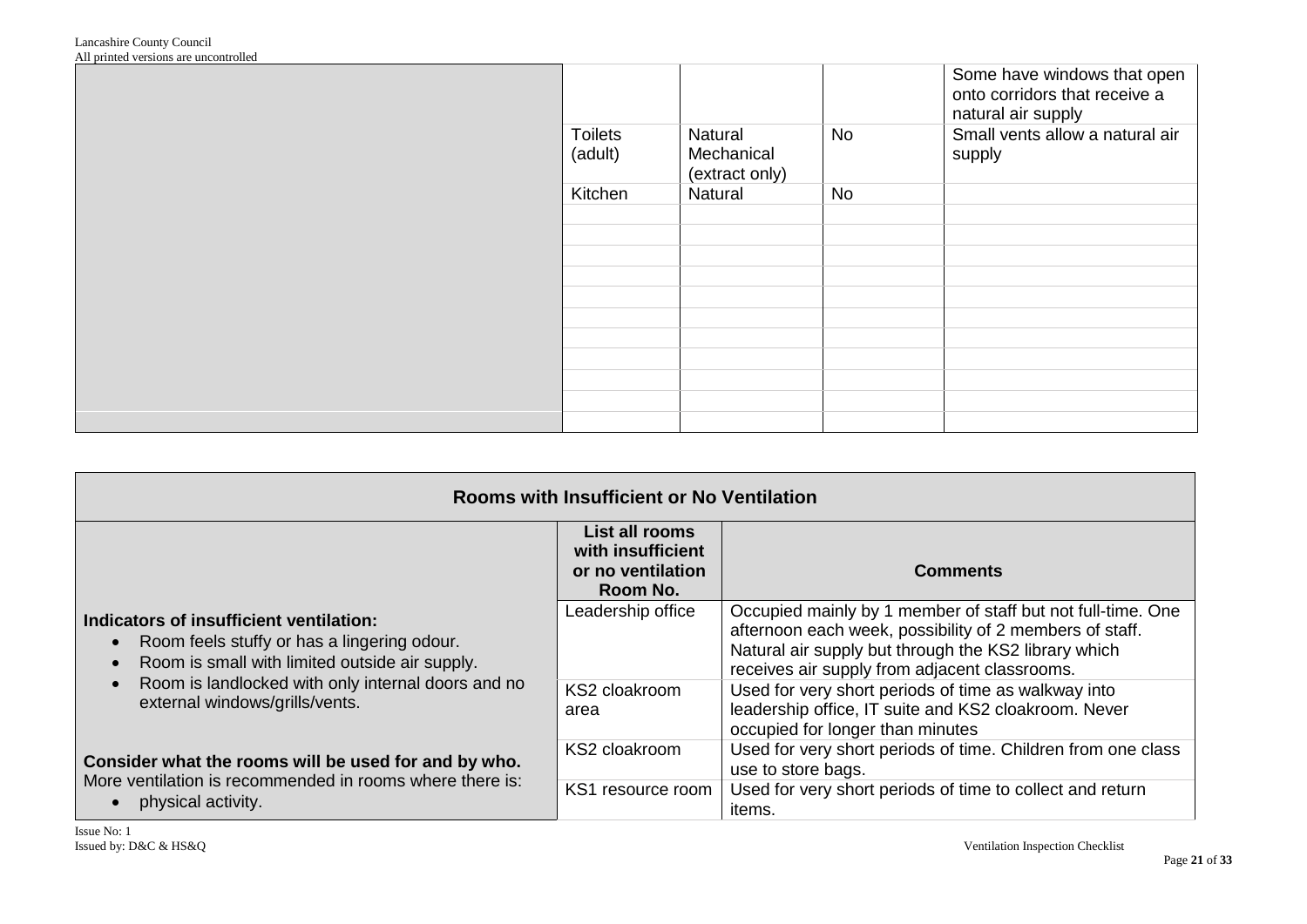| | | | | |
|---|---|---|---|---|
| | | | | Some have windows that open onto corridors that receive a natural air supply |
| | Toilets (adult) | Natural Mechanical (extract only) | No | Small vents allow a natural air supply |
| | Kitchen | Natural | No | |
| | | | | |
| | | | | |
| | | | | |
| | | | | |
| | | | | |
| | | | | |
| | | | | |
| | | | | |
| | | | | |
| | | | | |
| | | | | |

| Rooms with Insufficient or No Ventilation | | |
|---|---|---|
| | **List all rooms with insufficient or no ventilation Room No.** | **Comments** |
| **Indicators of insufficient ventilation:**<br>• Room feels stuffy or has a lingering odour.<br>• Room is small with limited outside air supply.<br>• Room is landlocked with only internal doors and no external windows/grills/vents.<br><br>**Consider what the rooms will be used for and by who.**<br>More ventilation is recommended in rooms where there is:<br>• physical activity. | Leadership office | Occupied mainly by 1 member of staff but not full-time. One afternoon each week, possibility of 2 members of staff. Natural air supply but through the KS2 library which receives air supply from adjacent classrooms. |
| | KS2 cloakroom area | Used for very short periods of time as walkway into leadership office, IT suite and KS2 cloakroom. Never occupied for longer than minutes |
| | KS2 cloakroom | Used for very short periods of time. Children from one class use to store bags. |
| | KS1 resource room | Used for very short periods of time to collect and return items. |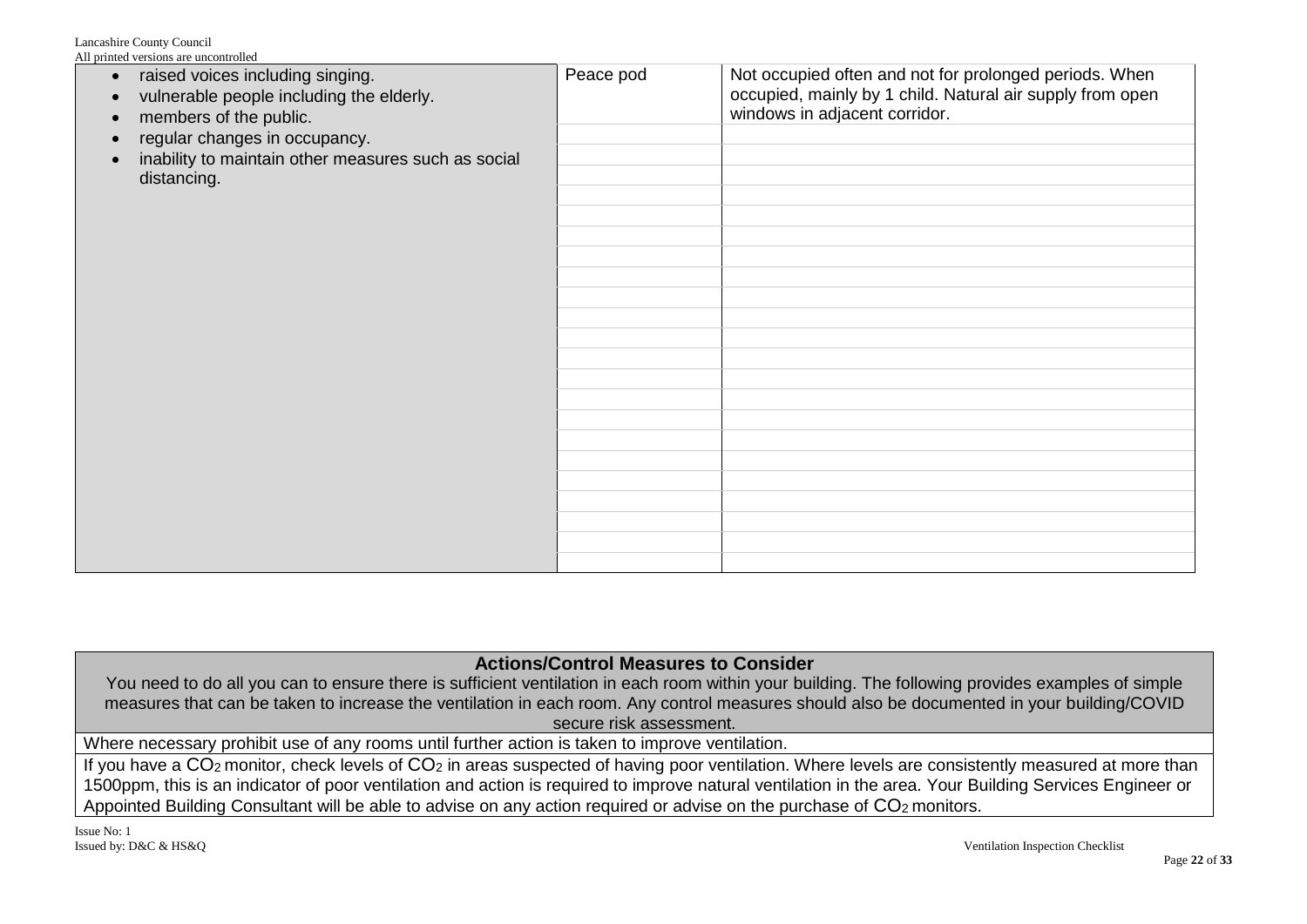| | | |
|---|---|---|
| • raised voices including singing.<br>• vulnerable people including the elderly.<br>• members of the public.<br>• regular changes in occupancy.<br>• inability to maintain other measures such as social distancing. | Peace pod | Not occupied often and not for prolonged periods. When occupied, mainly by 1 child. Natural air supply from open windows in adjacent corridor. |
| | | |
| | | |
| | | |
| | | |
| | | |
| | | |
| | | |
| | | |
| | | |
| | | |
| | | |
| | | |
| | | |
| | | |
| | | |
| | | |
| | | |
| | | |
| | | |
| | | |

| **Actions/Control Measures to Consider**<br>You need to do all you can to ensure there is sufficient ventilation in each room within your building. The following provides examples of simple measures that can be taken to increase the ventilation in each room. Any control measures should also be documented in your building/COVID secure risk assessment. |
|---|
| Where necessary prohibit use of any rooms until further action is taken to improve ventilation. |
| If you have a $CO_2$ monitor, check levels of $CO_2$ in areas suspected of having poor ventilation. Where levels are consistently measured at more than 1500ppm, this is an indicator of poor ventilation and action is required to improve natural ventilation in the area. Your Building Services Engineer or Appointed Building Consultant will be able to advise on any action required or advise on the purchase of $CO_2$ monitors. |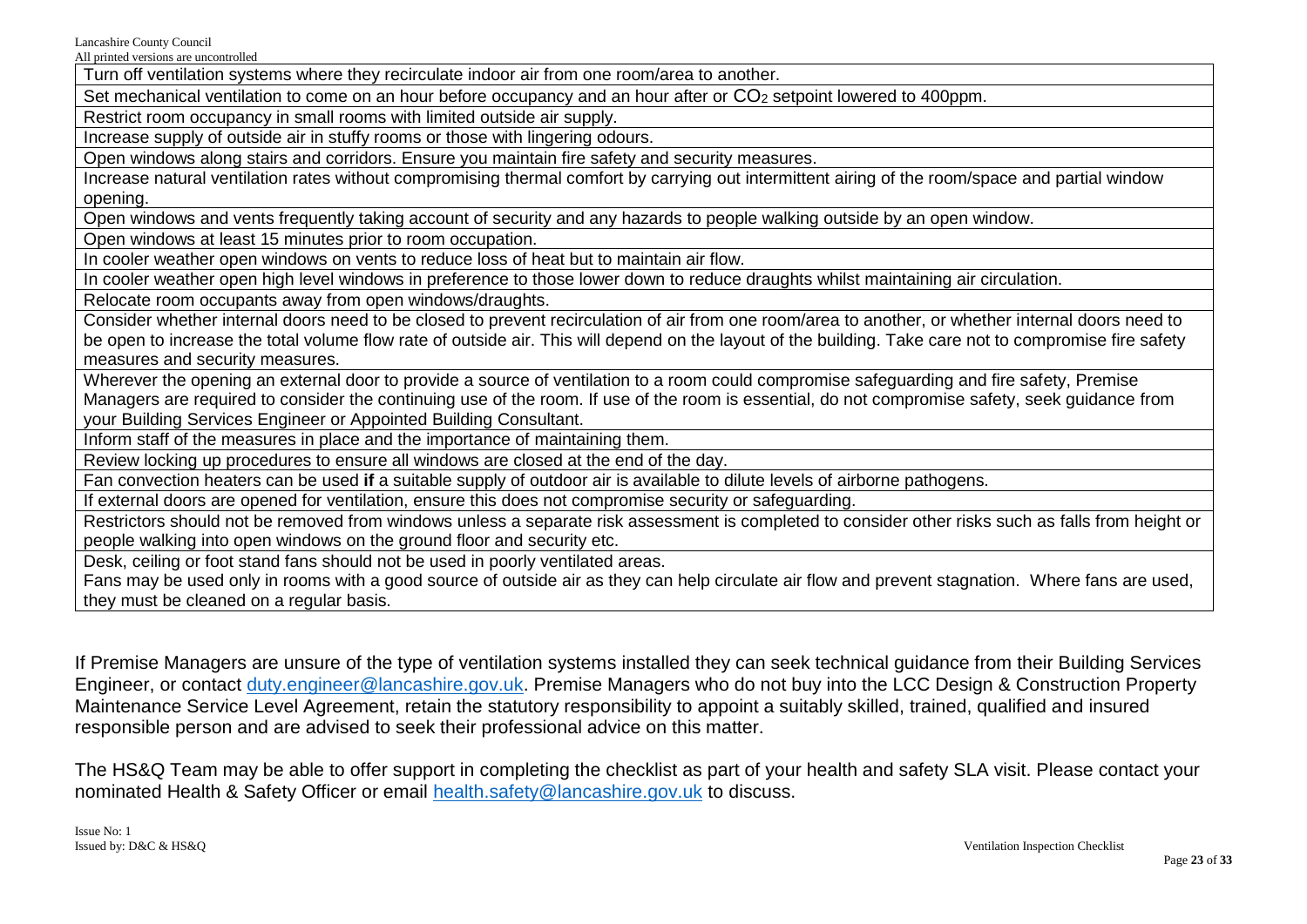| Turn off ventilation systems where they recirculate indoor air from one room/area to another. |
|---|
| Set mechanical ventilation to come on an hour before occupancy and an hour after or $CO_2$ setpoint lowered to 400ppm. |
| Restrict room occupancy in small rooms with limited outside air supply. |
| Increase supply of outside air in stuffy rooms or those with lingering odours. |
| Open windows along stairs and corridors. Ensure you maintain fire safety and security measures. |
| Increase natural ventilation rates without compromising thermal comfort by carrying out intermittent airing of the room/space and partial window opening. |
| Open windows and vents frequently taking account of security and any hazards to people walking outside by an open window. |
| Open windows at least 15 minutes prior to room occupation. |
| In cooler weather open windows on vents to reduce loss of heat but to maintain air flow. |
| In cooler weather open high level windows in preference to those lower down to reduce draughts whilst maintaining air circulation. |
| Relocate room occupants away from open windows/draughts. |
| Consider whether internal doors need to be closed to prevent recirculation of air from one room/area to another, or whether internal doors need to be open to increase the total volume flow rate of outside air. This will depend on the layout of the building. Take care not to compromise fire safety measures and security measures. |
| Wherever the opening an external door to provide a source of ventilation to a room could compromise safeguarding and fire safety, Premise Managers are required to consider the continuing use of the room. If use of the room is essential, do not compromise safety, seek guidance from your Building Services Engineer or Appointed Building Consultant. |
| Inform staff of the measures in place and the importance of maintaining them. |
| Review locking up procedures to ensure all windows are closed at the end of the day. |
| Fan convection heaters can be used **if** a suitable supply of outdoor air is available to dilute levels of airborne pathogens. |
| If external doors are opened for ventilation, ensure this does not compromise security or safeguarding. |
| Restrictors should not be removed from windows unless a separate risk assessment is completed to consider other risks such as falls from height or people walking into open windows on the ground floor and security etc. |
| Desk, ceiling or foot stand fans should not be used in poorly ventilated areas. Fans may be used only in rooms with a good source of outside air as they can help circulate air flow and prevent stagnation. Where fans are used, they must be cleaned on a regular basis. |

If Premise Managers are unsure of the type of ventilation systems installed they can seek technical guidance from their Building Services Engineer, or contact duty.engineer@lancashire.gov.uk. Premise Managers who do not buy into the LCC Design & Construction Property Maintenance Service Level Agreement, retain the statutory responsibility to appoint a suitably skilled, trained, qualified and insured responsible person and are advised to seek their professional advice on this matter.

The HS&Q Team may be able to offer support in completing the checklist as part of your health and safety SLA visit. Please contact your nominated Health & Safety Officer or email health.safety@lancashire.gov.uk to discuss.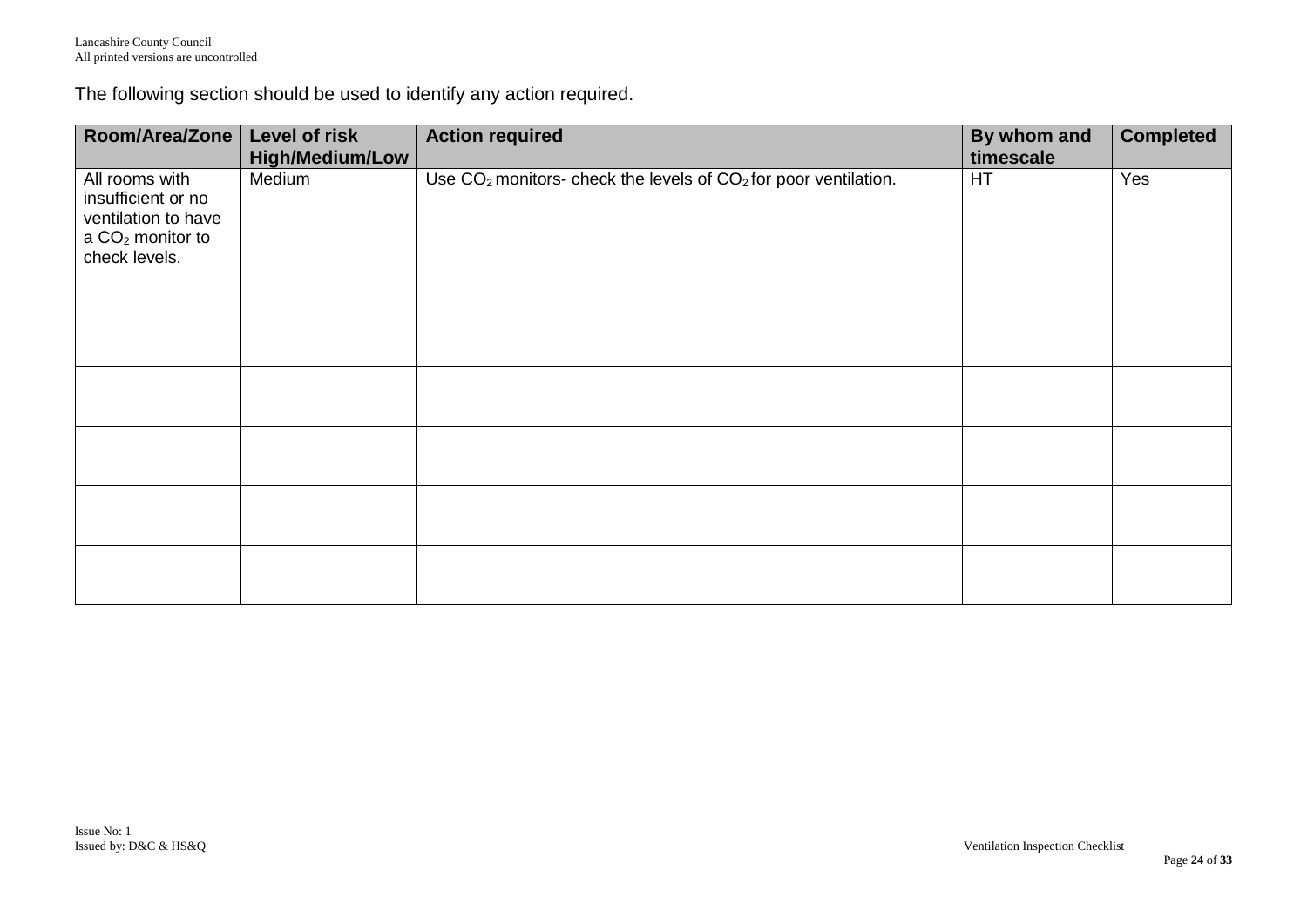The following section should be used to identify any action required.

| Room/Area/Zone | Level of risk High/Medium/Low | Action required | By whom and timescale | Completed |
|---|---|---|---|---|
| All rooms with insufficient or no ventilation to have a $CO_2$ monitor to check levels. | Medium | Use $CO_2$ monitors- check the levels of $CO_2$ for poor ventilation. | HT | Yes |
| | | | | |
| | | | | |
| | | | | |
| | | | | |
| | | | | |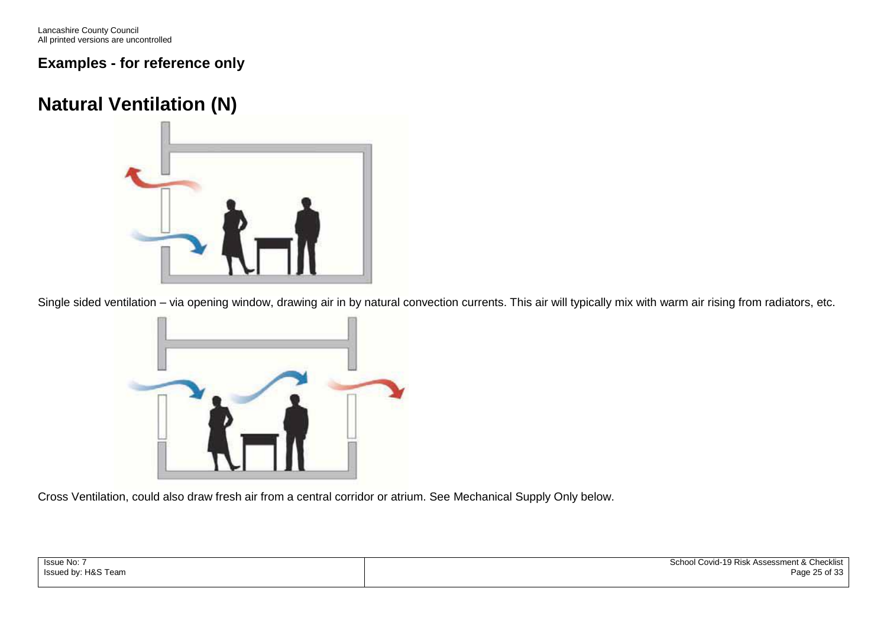## Examples - for reference only

# Natural Ventilation (N)

Single sided ventilation – via opening window, drawing air in by natural convection currents. This air will typically mix with warm air rising from radiators, etc.

Cross Ventilation, could also draw fresh air from a central corridor or atrium. See Mechanical Supply Only below.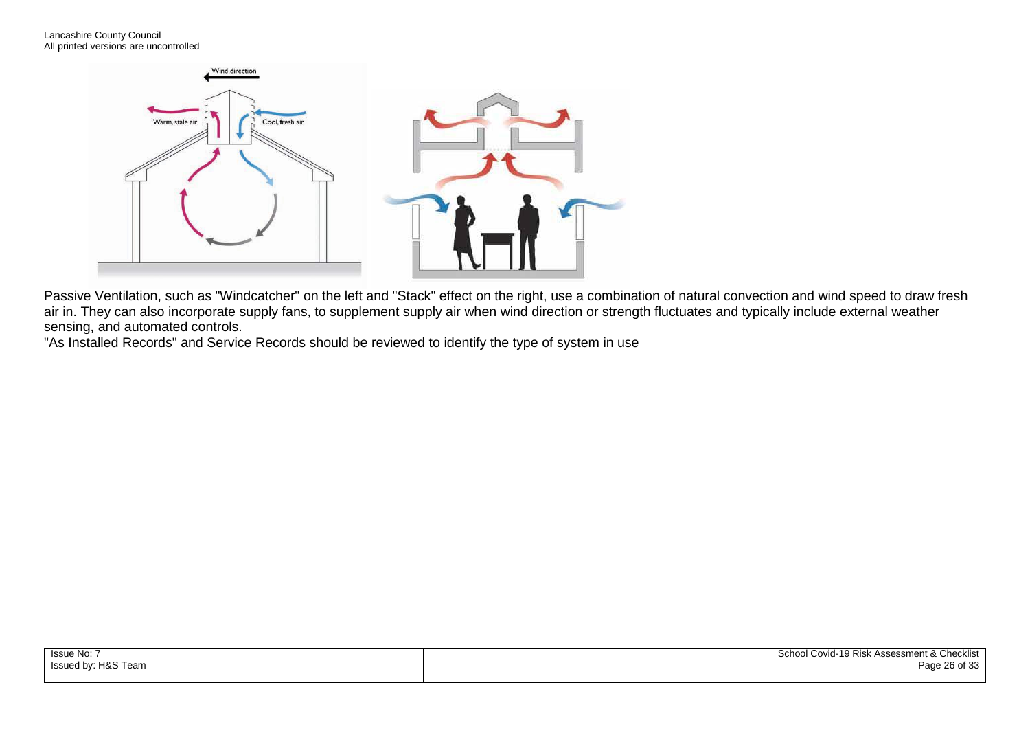Passive Ventilation, such as "Windcatcher" on the left and "Stack" effect on the right, use a combination of natural convection and wind speed to draw fresh air in. They can also incorporate supply fans, to supplement supply air when wind direction or strength fluctuates and typically include external weather sensing, and automated controls.

"As Installed Records" and Service Records should be reviewed to identify the type of system in use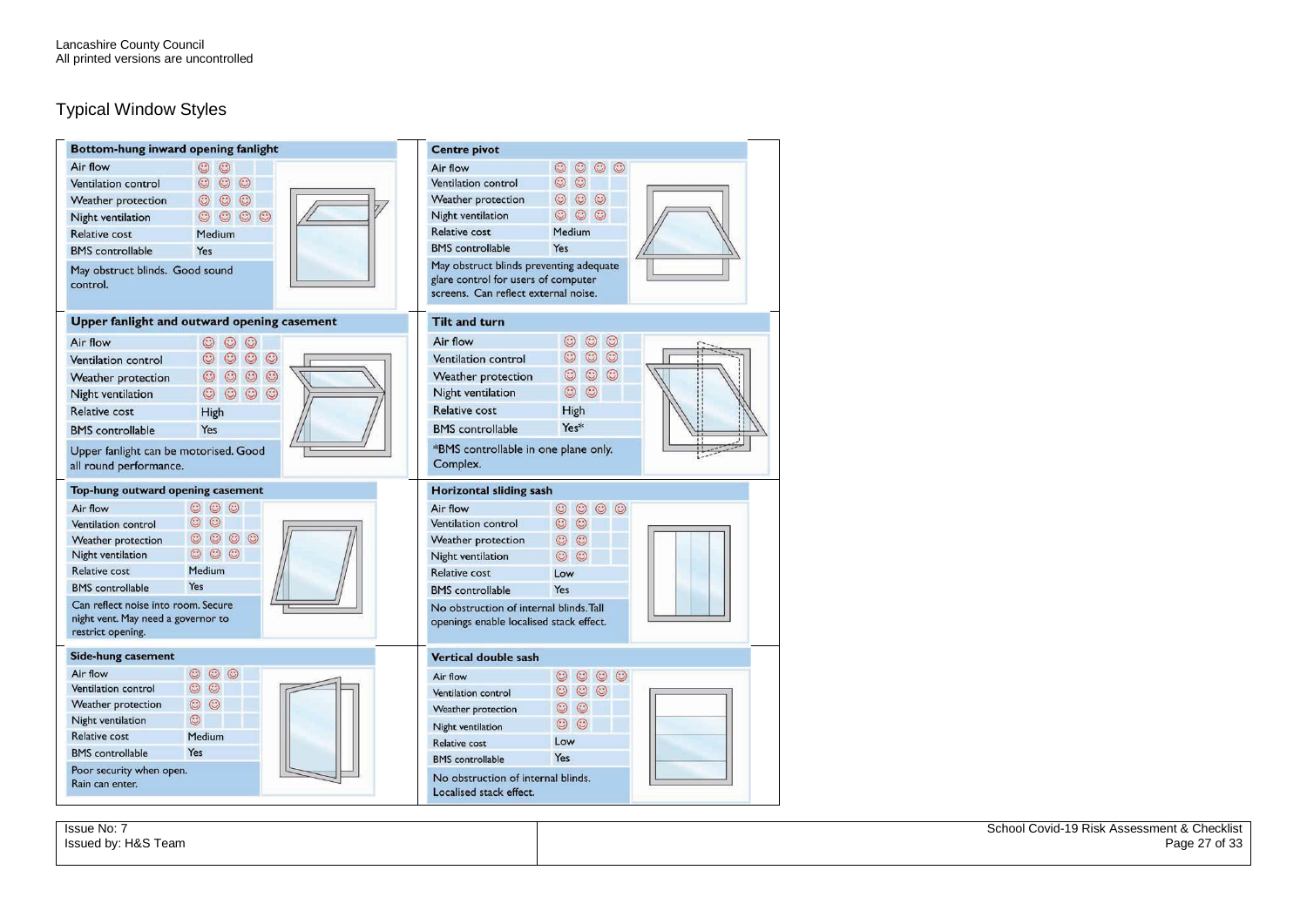## Typical Window Styles

### Bottom-hung inward opening fanlight

| Attribute | Rating |
|---|---|
| Air flow | ☺ ☺ |
| Ventilation control | ☺ ☺ ☺ |
| Weather protection | ☺ ☺ ☺ |
| Night ventilation | ☺ ☺ ☺ ☺ |
| Relative cost | Medium |
| BMS controllable | Yes |

May obstruct blinds. Good sound control.

### Centre pivot

| Attribute | Rating |
|---|---|
| Air flow | ☺ ☺ ☺ ☺ |
| Ventilation control | ☺ ☺ |
| Weather protection | ☺ ☺ ☺ |
| Night ventilation | ☺ ☺ ☺ |
| Relative cost | Medium |
| BMS controllable | Yes |

May obstruct blinds preventing adequate glare control for users of computer screens. Can reflect external noise.

### Upper fanlight and outward opening casement

| Attribute | Rating |
|---|---|
| Air flow | ☺ ☺ ☺ |
| Ventilation control | ☺ ☺ ☺ ☺ |
| Weather protection | ☺ ☺ ☺ ☺ |
| Night ventilation | ☺ ☺ ☺ ☺ |
| Relative cost | High |
| BMS controllable | Yes |

Upper fanlight can be motorised. Good all round performance.

### Tilt and turn

| Attribute | Rating |
|---|---|
| Air flow | ☺ ☺ ☺ |
| Ventilation control | ☺ ☺ ☺ |
| Weather protection | ☺ ☺ ☺ |
| Night ventilation | ☺ ☺ |
| Relative cost | High |
| BMS controllable | Yes* |

*BMS controllable in one plane only. Complex.

### Top-hung outward opening casement

| Attribute | Rating |
|---|---|
| Air flow | ☺ ☺ ☺ |
| Ventilation control | ☺ ☺ |
| Weather protection | ☺ ☺ ☺ ☺ |
| Night ventilation | ☺ ☺ ☺ |
| Relative cost | Medium |
| BMS controllable | Yes |

Can reflect noise into room. Secure night vent. May need a governor to restrict opening.

### Horizontal sliding sash

| Attribute | Rating |
|---|---|
| Air flow | ☺ ☺ ☺ ☺ |
| Ventilation control | ☺ ☺ |
| Weather protection | ☺ ☺ |
| Night ventilation | ☺ ☺ |
| Relative cost | Low |
| BMS controllable | Yes |

No obstruction of internal blinds. Tall openings enable localised stack effect.

### Side-hung casement

| Attribute | Rating |
|---|---|
| Air flow | ☺ ☺ ☺ |
| Ventilation control | ☺ ☺ |
| Weather protection | ☺ ☺ |
| Night ventilation | ☺ |
| Relative cost | Medium |
| BMS controllable | Yes |

Poor security when open. Rain can enter.

### Vertical double sash

| Attribute | Rating |
|---|---|
| Air flow | ☺ ☺ ☺ ☺ |
| Ventilation control | ☺ ☺ ☺ |
| Weather protection | ☺ ☺ |
| Night ventilation | ☺ ☺ |
| Relative cost | Low |
| BMS controllable | Yes |

No obstruction of internal blinds. Localised stack effect.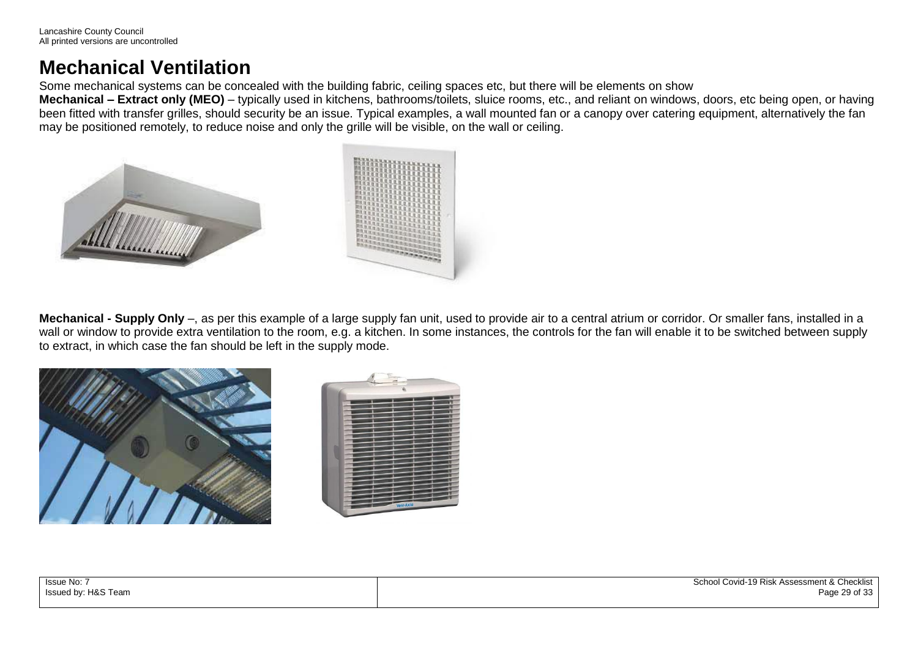# Mechanical Ventilation

Some mechanical systems can be concealed with the building fabric, ceiling spaces etc, but there will be elements on show

**Mechanical – Extract only (MEO)** – typically used in kitchens, bathrooms/toilets, sluice rooms, etc., and reliant on windows, doors, etc being open, or having been fitted with transfer grilles, should security be an issue. Typical examples, a wall mounted fan or a canopy over catering equipment, alternatively the fan may be positioned remotely, to reduce noise and only the grille will be visible, on the wall or ceiling.

**Mechanical - Supply Only** –, as per this example of a large supply fan unit, used to provide air to a central atrium or corridor. Or smaller fans, installed in a wall or window to provide extra ventilation to the room, e.g. a kitchen. In some instances, the controls for the fan will enable it to be switched between supply to extract, in which case the fan should be left in the supply mode.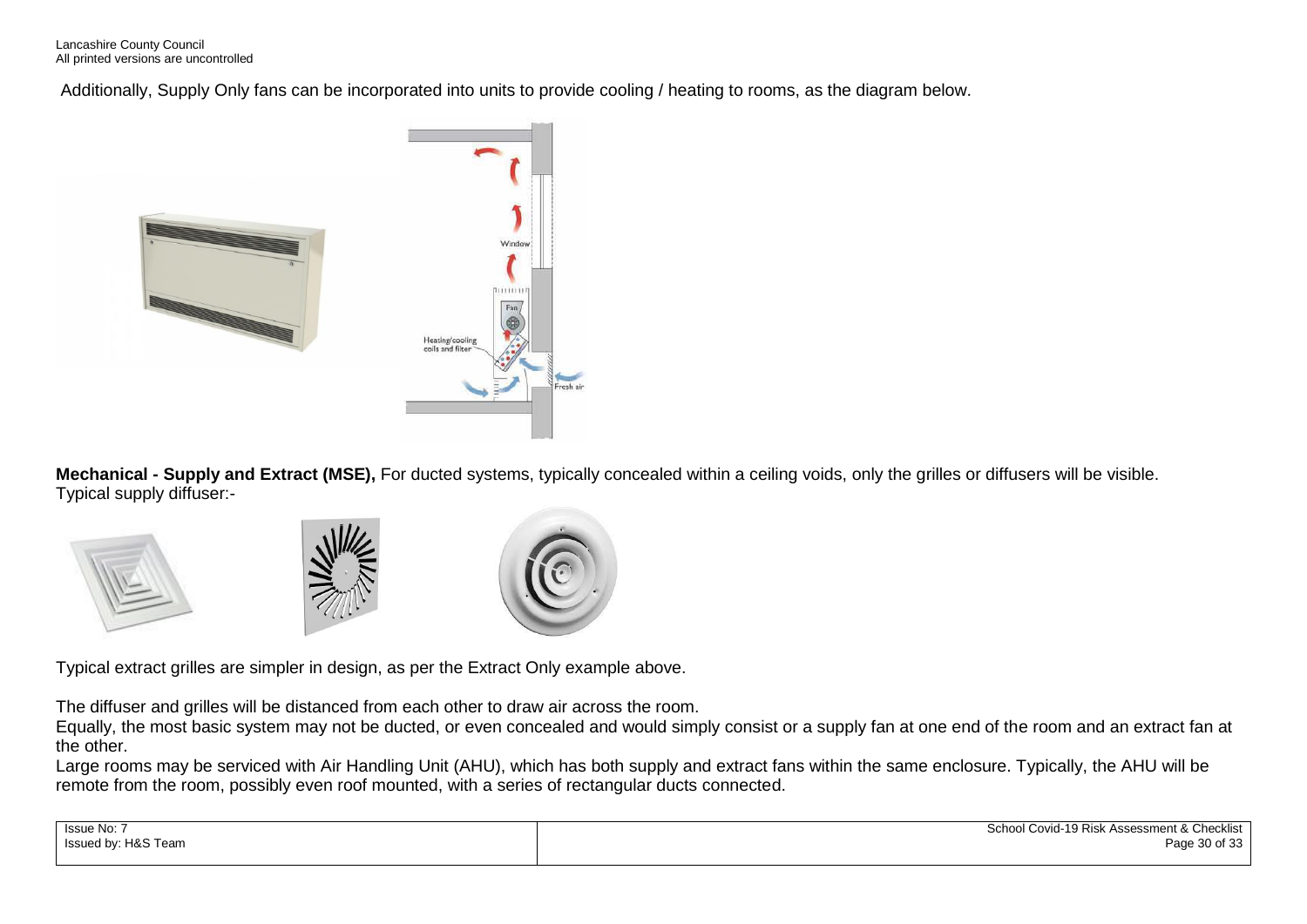Additionally, Supply Only fans can be incorporated into units to provide cooling / heating to rooms, as the diagram below.

**Mechanical - Supply and Extract (MSE),** For ducted systems, typically concealed within a ceiling voids, only the grilles or diffusers will be visible.
Typical supply diffuser:-

Typical extract grilles are simpler in design, as per the Extract Only example above.

The diffuser and grilles will be distanced from each other to draw air across the room.
Equally, the most basic system may not be ducted, or even concealed and would simply consist or a supply fan at one end of the room and an extract fan at the other.
Large rooms may be serviced with Air Handling Unit (AHU), which has both supply and extract fans within the same enclosure. Typically, the AHU will be remote from the room, possibly even roof mounted, with a series of rectangular ducts connected.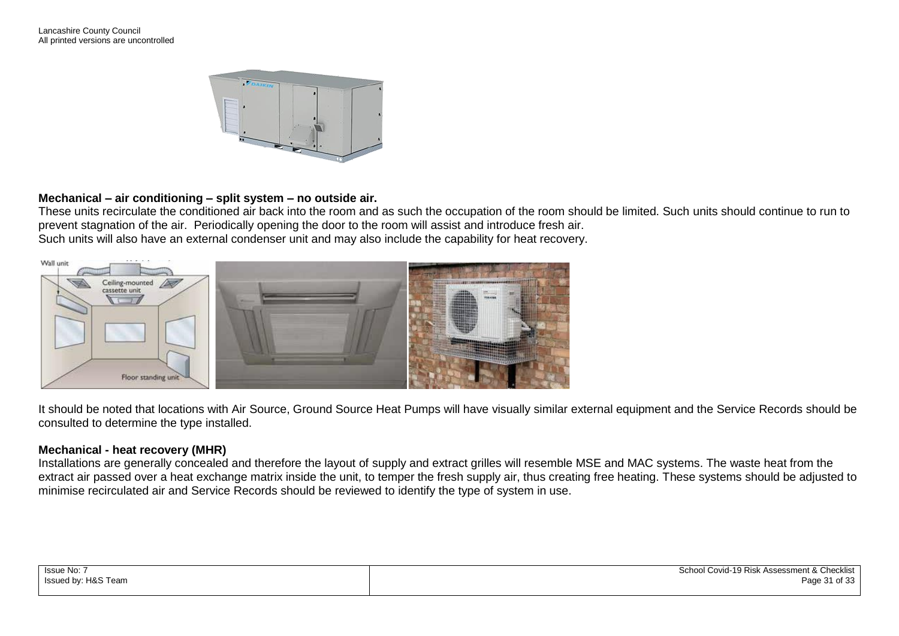**Mechanical – air conditioning – split system – no outside air.**

These units recirculate the conditioned air back into the room and as such the occupation of the room should be limited. Such units should continue to run to prevent stagnation of the air. Periodically opening the door to the room will assist and introduce fresh air.

Such units will also have an external condenser unit and may also include the capability for heat recovery.

It should be noted that locations with Air Source, Ground Source Heat Pumps will have visually similar external equipment and the Service Records should be consulted to determine the type installed.

**Mechanical - heat recovery (MHR)**

Installations are generally concealed and therefore the layout of supply and extract grilles will resemble MSE and MAC systems. The waste heat from the extract air passed over a heat exchange matrix inside the unit, to temper the fresh supply air, thus creating free heating. These systems should be adjusted to minimise recirculated air and Service Records should be reviewed to identify the type of system in use.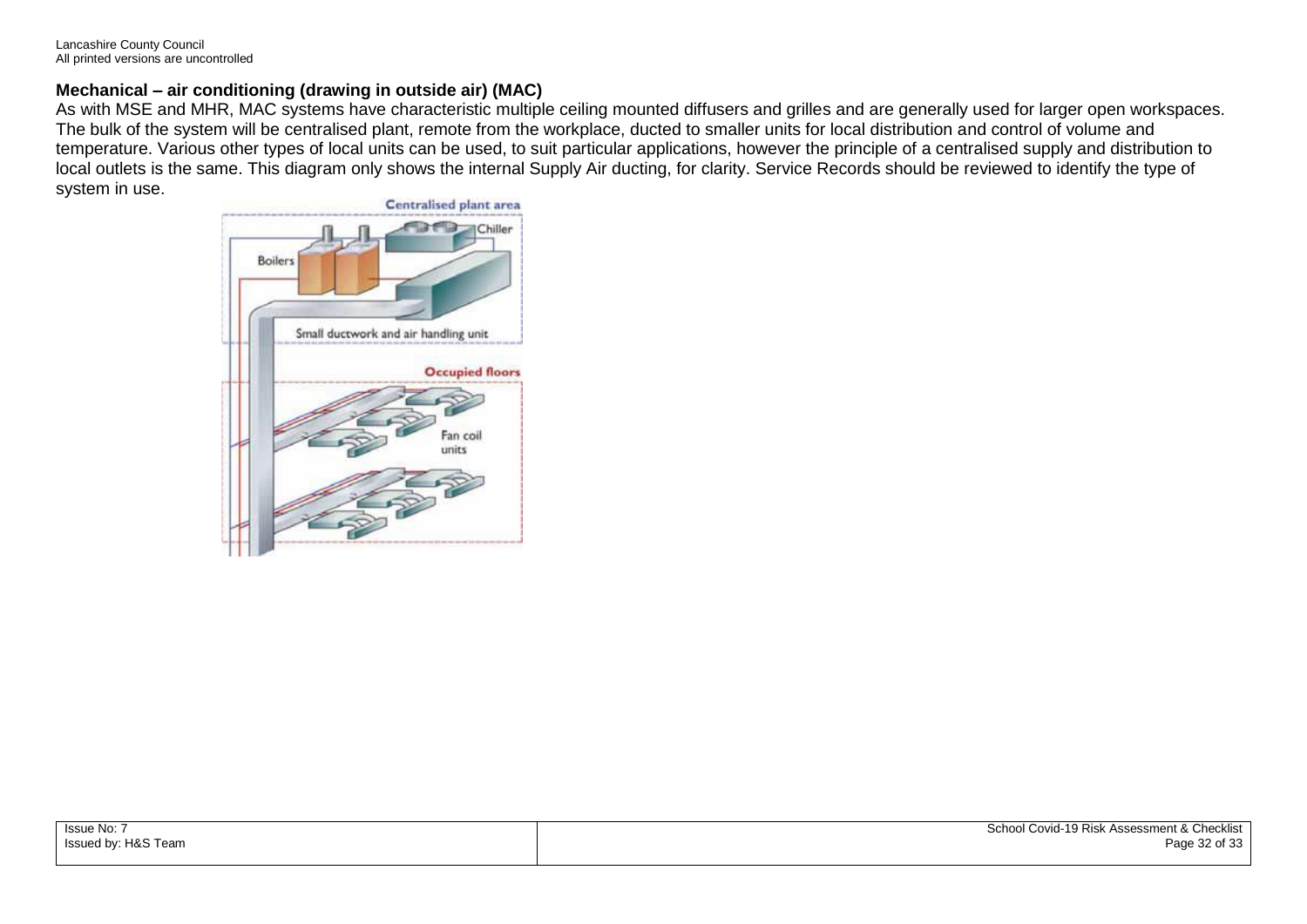**Mechanical – air conditioning (drawing in outside air) (MAC)**

As with MSE and MHR, MAC systems have characteristic multiple ceiling mounted diffusers and grilles and are generally used for larger open workspaces. The bulk of the system will be centralised plant, remote from the workplace, ducted to smaller units for local distribution and control of volume and temperature. Various other types of local units can be used, to suit particular applications, however the principle of a centralised supply and distribution to local outlets is the same. This diagram only shows the internal Supply Air ducting, for clarity. Service Records should be reviewed to identify the type of system in use.

Centralised plant area

Chiller

Boilers

Small ductwork and air handling unit

Occupied floors

Fan coil units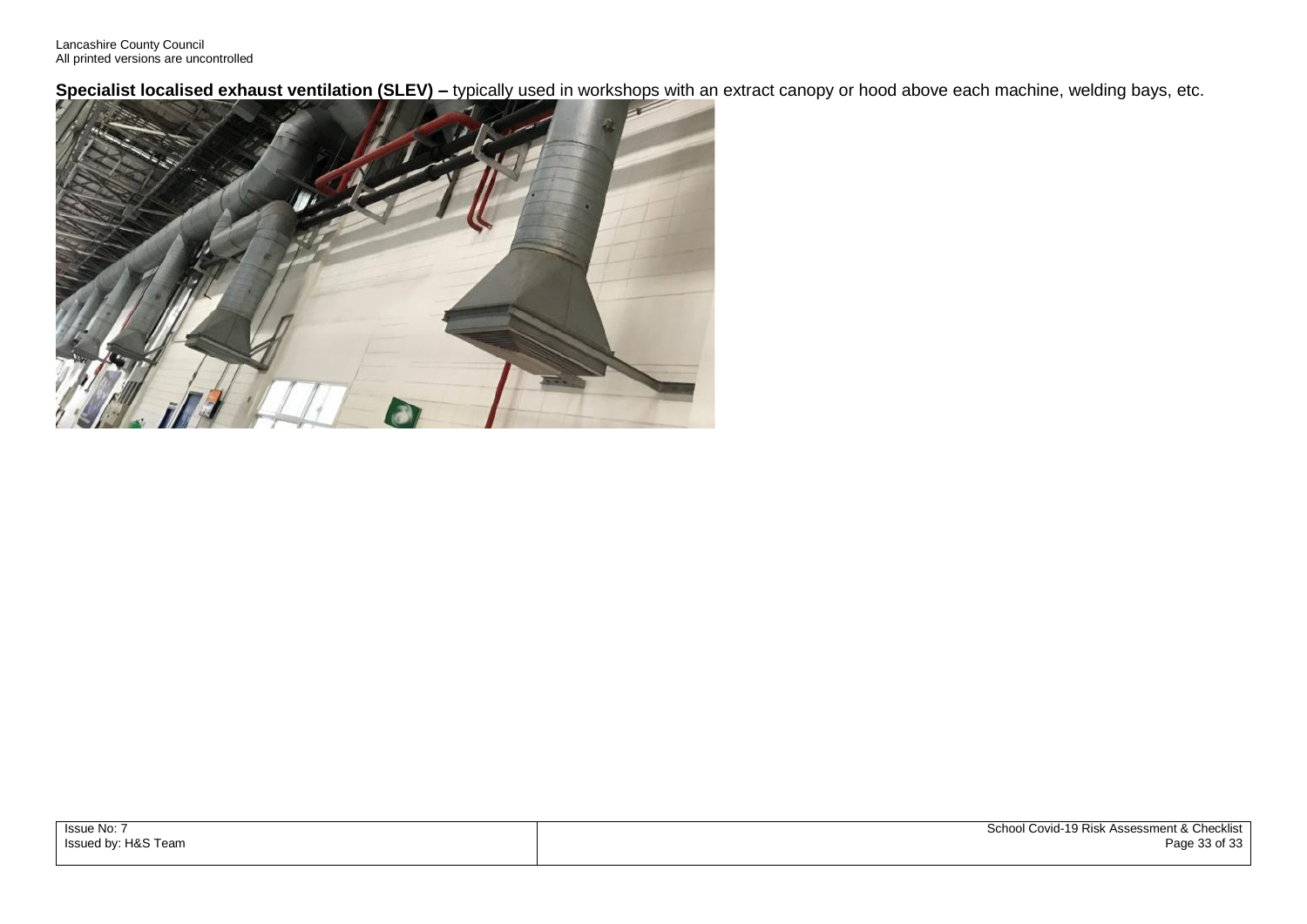**Specialist localised exhaust ventilation (SLEV) –** typically used in workshops with an extract canopy or hood above each machine, welding bays, etc.